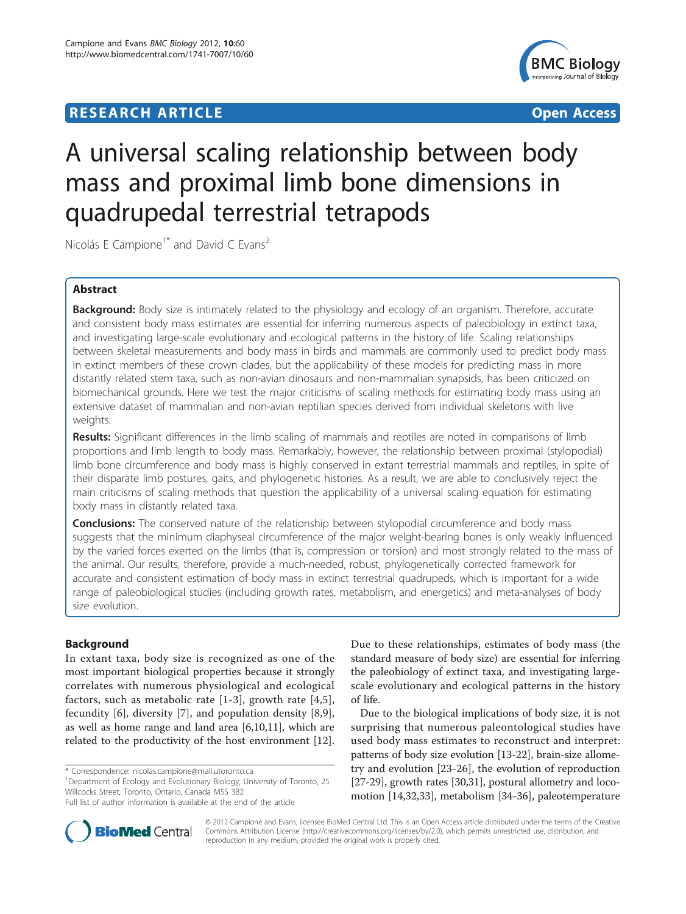RESEARCH ARTICLE Open Access

# A universal scaling relationship between body mass and proximal limb bone dimensions in quadrupedal terrestrial tetrapods

Nicolás E Campione[1*] and David C Evans[2]

## Abstract

**Background:** Body size is intimately related to the physiology and ecology of an organism. Therefore, accurate and consistent body mass estimates are essential for inferring numerous aspects of paleobiology in extinct taxa, and investigating large-scale evolutionary and ecological patterns in the history of life. Scaling relationships between skeletal measurements and body mass in birds and mammals are commonly used to predict body mass in extinct members of these crown clades, but the applicability of these models for predicting mass in more distantly related stem taxa, such as non-avian dinosaurs and non-mammalian synapsids, has been criticized on biomechanical grounds. Here we test the major criticisms of scaling methods for estimating body mass using an extensive dataset of mammalian and non-avian reptilian species derived from individual skeletons with live weights.

**Results:** Significant differences in the limb scaling of mammals and reptiles are noted in comparisons of limb proportions and limb length to body mass. Remarkably, however, the relationship between proximal (stylopodial) limb bone circumference and body mass is highly conserved in extant terrestrial mammals and reptiles, in spite of their disparate limb postures, gaits, and phylogenetic histories. As a result, we are able to conclusively reject the main criticisms of scaling methods that question the applicability of a universal scaling equation for estimating body mass in distantly related taxa.

**Conclusions:** The conserved nature of the relationship between stylopodial circumference and body mass suggests that the minimum diaphyseal circumference of the major weight-bearing bones is only weakly influenced by the varied forces exerted on the limbs (that is, compression or torsion) and most strongly related to the mass of the animal. Our results, therefore, provide a much-needed, robust, phylogenetically corrected framework for accurate and consistent estimation of body mass in extinct terrestrial quadrupeds, which is important for a wide range of paleobiological studies (including growth rates, metabolism, and energetics) and meta-analyses of body size evolution.

## Background

In extant taxa, body size is recognized as one of the most important biological properties because it strongly correlates with numerous physiological and ecological factors, such as metabolic rate [1-3], growth rate [4,5], fecundity [6], diversity [7], and population density [8,9], as well as home range and land area [6,10,11], which are related to the productivity of the host environment [12]. Due to these relationships, estimates of body mass (the standard measure of body size) are essential for inferring the paleobiology of extinct taxa, and investigating large-scale evolutionary and ecological patterns in the history of life.

Due to the biological implications of body size, it is not surprising that numerous paleontological studies have used body mass estimates to reconstruct and interpret: patterns of body size evolution [13-22], brain-size allometry and evolution [23-26], the evolution of reproduction [27-29], growth rates [30,31], postural allometry and locomotion [14,32,33], metabolism [34-36], paleotemperature

\* Correspondence: nicolas.campione@mail.utoronto.ca

[1]Department of Ecology and Evolutionary Biology, University of Toronto, 25 Willcocks Street, Toronto, Ontario, Canada M5S 3B2

Full list of author information is available at the end of the article

© 2012 Campione and Evans; licensee BioMed Central Ltd. This is an Open Access article distributed under the terms of the Creative Commons Attribution License (http://creativecommons.org/licenses/by/2.0), which permits unrestricted use, distribution, and reproduction in any medium, provided the original work is properly cited.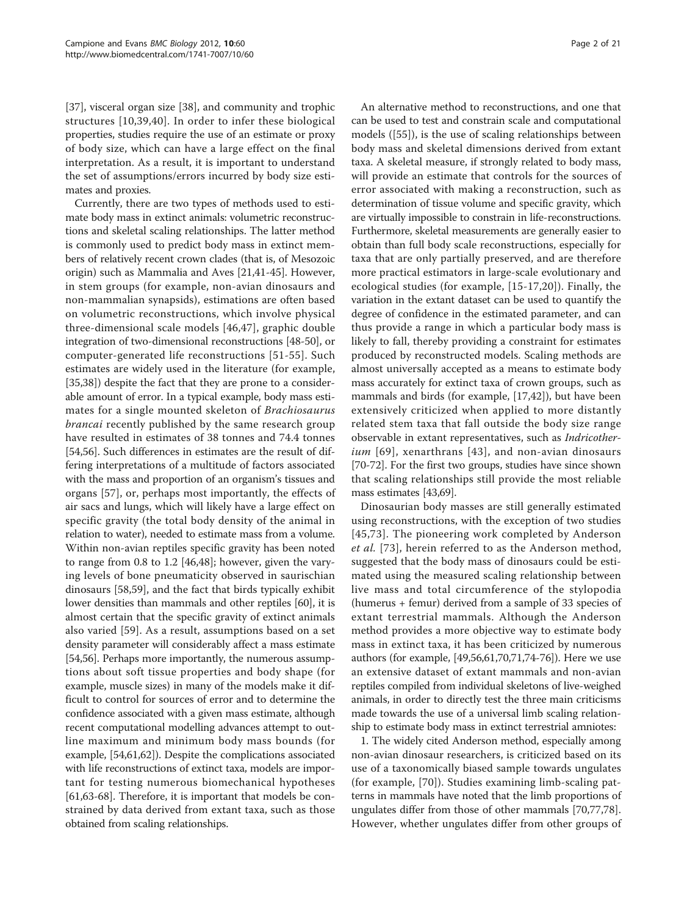[37], visceral organ size [38], and community and trophic structures [10,39,40]. In order to infer these biological properties, studies require the use of an estimate or proxy of body size, which can have a large effect on the final interpretation. As a result, it is important to understand the set of assumptions/errors incurred by body size estimates and proxies.

Currently, there are two types of methods used to estimate body mass in extinct animals: volumetric reconstructions and skeletal scaling relationships. The latter method is commonly used to predict body mass in extinct members of relatively recent crown clades (that is, of Mesozoic origin) such as Mammalia and Aves [21,41-45]. However, in stem groups (for example, non-avian dinosaurs and non-mammalian synapsids), estimations are often based on volumetric reconstructions, which involve physical three-dimensional scale models [46,47], graphic double integration of two-dimensional reconstructions [48-50], or computer-generated life reconstructions [51-55]. Such estimates are widely used in the literature (for example, [35,38]) despite the fact that they are prone to a considerable amount of error. In a typical example, body mass estimates for a single mounted skeleton of *Brachiosaurus brancai* recently published by the same research group have resulted in estimates of 38 tonnes and 74.4 tonnes [54,56]. Such differences in estimates are the result of differing interpretations of a multitude of factors associated with the mass and proportion of an organism's tissues and organs [57], or, perhaps most importantly, the effects of air sacs and lungs, which will likely have a large effect on specific gravity (the total body density of the animal in relation to water), needed to estimate mass from a volume. Within non-avian reptiles specific gravity has been noted to range from 0.8 to 1.2 [46,48]; however, given the varying levels of bone pneumaticity observed in saurischian dinosaurs [58,59], and the fact that birds typically exhibit lower densities than mammals and other reptiles [60], it is almost certain that the specific gravity of extinct animals also varied [59]. As a result, assumptions based on a set density parameter will considerably affect a mass estimate [54,56]. Perhaps more importantly, the numerous assumptions about soft tissue properties and body shape (for example, muscle sizes) in many of the models make it difficult to control for sources of error and to determine the confidence associated with a given mass estimate, although recent computational modelling advances attempt to outline maximum and minimum body mass bounds (for example, [54,61,62]). Despite the complications associated with life reconstructions of extinct taxa, models are important for testing numerous biomechanical hypotheses [61,63-68]. Therefore, it is important that models be constrained by data derived from extant taxa, such as those obtained from scaling relationships.

An alternative method to reconstructions, and one that can be used to test and constrain scale and computational models ([55]), is the use of scaling relationships between body mass and skeletal dimensions derived from extant taxa. A skeletal measure, if strongly related to body mass, will provide an estimate that controls for the sources of error associated with making a reconstruction, such as determination of tissue volume and specific gravity, which are virtually impossible to constrain in life-reconstructions. Furthermore, skeletal measurements are generally easier to obtain than full body scale reconstructions, especially for taxa that are only partially preserved, and are therefore more practical estimators in large-scale evolutionary and ecological studies (for example, [15-17,20]). Finally, the variation in the extant dataset can be used to quantify the degree of confidence in the estimated parameter, and can thus provide a range in which a particular body mass is likely to fall, thereby providing a constraint for estimates produced by reconstructed models. Scaling methods are almost universally accepted as a means to estimate body mass accurately for extinct taxa of crown groups, such as mammals and birds (for example, [17,42]), but have been extensively criticized when applied to more distantly related stem taxa that fall outside the body size range observable in extant representatives, such as *Indricotherium* [69], xenarthrans [43], and non-avian dinosaurs [70-72]. For the first two groups, studies have since shown that scaling relationships still provide the most reliable mass estimates [43,69].

Dinosaurian body masses are still generally estimated using reconstructions, with the exception of two studies [45,73]. The pioneering work completed by Anderson *et al.* [73], herein referred to as the Anderson method, suggested that the body mass of dinosaurs could be estimated using the measured scaling relationship between live mass and total circumference of the stylopodia (humerus + femur) derived from a sample of 33 species of extant terrestrial mammals. Although the Anderson method provides a more objective way to estimate body mass in extinct taxa, it has been criticized by numerous authors (for example, [49,56,61,70,71,74-76]). Here we use an extensive dataset of extant mammals and non-avian reptiles compiled from individual skeletons of live-weighed animals, in order to directly test the three main criticisms made towards the use of a universal limb scaling relationship to estimate body mass in extinct terrestrial amniotes:

1. The widely cited Anderson method, especially among non-avian dinosaur researchers, is criticized based on its use of a taxonomically biased sample towards ungulates (for example, [70]). Studies examining limb-scaling patterns in mammals have noted that the limb proportions of ungulates differ from those of other mammals [70,77,78]. However, whether ungulates differ from other groups of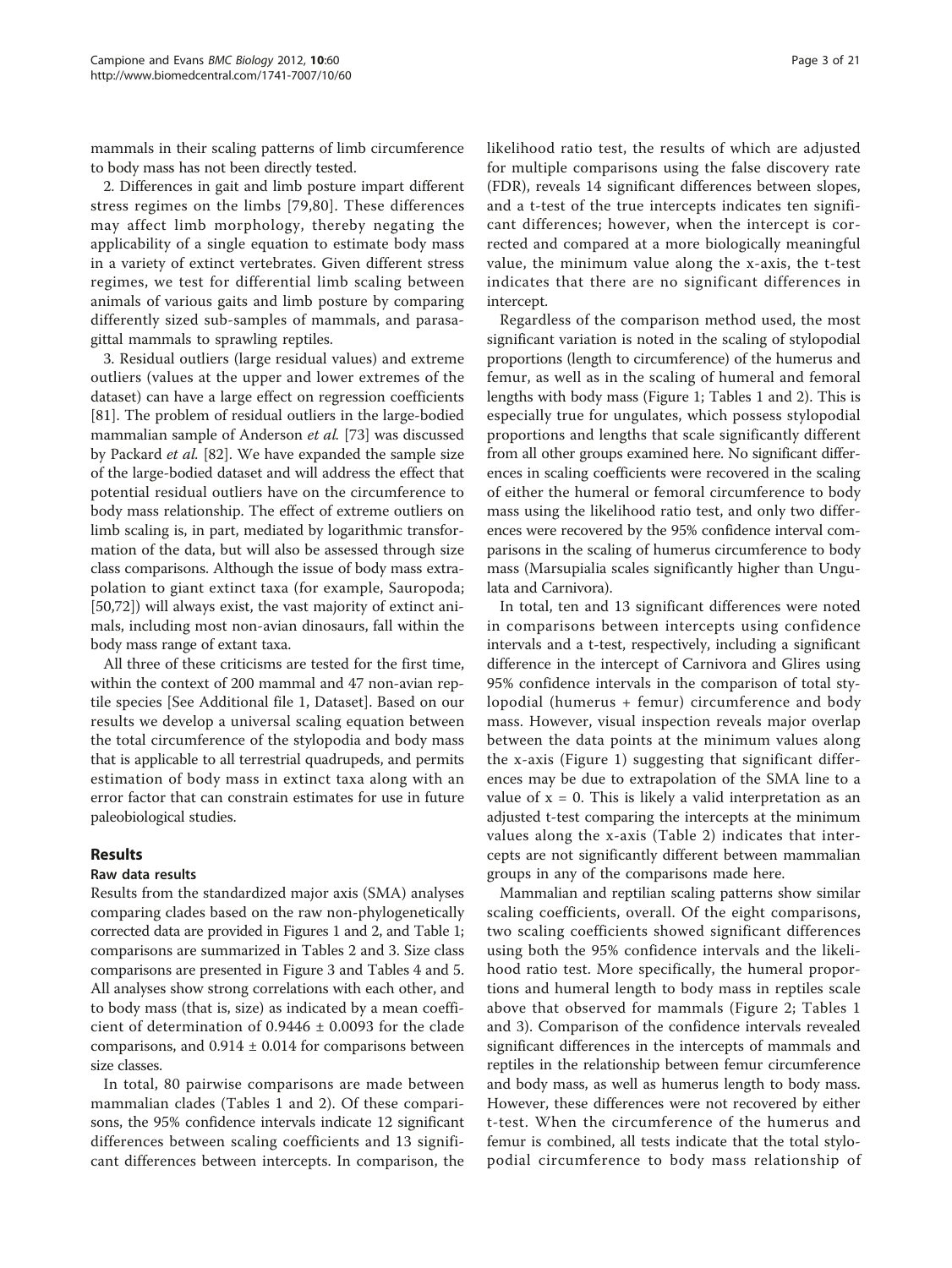mammals in their scaling patterns of limb circumference to body mass has not been directly tested.

2. Differences in gait and limb posture impart different stress regimes on the limbs [79,80]. These differences may affect limb morphology, thereby negating the applicability of a single equation to estimate body mass in a variety of extinct vertebrates. Given different stress regimes, we test for differential limb scaling between animals of various gaits and limb posture by comparing differently sized sub-samples of mammals, and parasagittal mammals to sprawling reptiles.

3. Residual outliers (large residual values) and extreme outliers (values at the upper and lower extremes of the dataset) can have a large effect on regression coefficients [81]. The problem of residual outliers in the large-bodied mammalian sample of Anderson *et al.* [73] was discussed by Packard *et al.* [82]. We have expanded the sample size of the large-bodied dataset and will address the effect that potential residual outliers have on the circumference to body mass relationship. The effect of extreme outliers on limb scaling is, in part, mediated by logarithmic transformation of the data, but will also be assessed through size class comparisons. Although the issue of body mass extrapolation to giant extinct taxa (for example, Sauropoda; [50,72]) will always exist, the vast majority of extinct animals, including most non-avian dinosaurs, fall within the body mass range of extant taxa.

All three of these criticisms are tested for the first time, within the context of 200 mammal and 47 non-avian reptile species [See Additional file 1, Dataset]. Based on our results we develop a universal scaling equation between the total circumference of the stylopodia and body mass that is applicable to all terrestrial quadrupeds, and permits estimation of body mass in extinct taxa along with an error factor that can constrain estimates for use in future paleobiological studies.

## Results

### Raw data results

Results from the standardized major axis (SMA) analyses comparing clades based on the raw non-phylogenetically corrected data are provided in Figures 1 and 2, and Table 1; comparisons are summarized in Tables 2 and 3. Size class comparisons are presented in Figure 3 and Tables 4 and 5. All analyses show strong correlations with each other, and to body mass (that is, size) as indicated by a mean coefficient of determination of $0.9446 \pm 0.0093$ for the clade comparisons, and $0.914 \pm 0.014$ for comparisons between size classes.

In total, 80 pairwise comparisons are made between mammalian clades (Tables 1 and 2). Of these comparisons, the 95% confidence intervals indicate 12 significant differences between scaling coefficients and 13 significant differences between intercepts. In comparison, the likelihood ratio test, the results of which are adjusted for multiple comparisons using the false discovery rate (FDR), reveals 14 significant differences between slopes, and a t-test of the true intercepts indicates ten significant differences; however, when the intercept is corrected and compared at a more biologically meaningful value, the minimum value along the x-axis, the t-test indicates that there are no significant differences in intercept.

Regardless of the comparison method used, the most significant variation is noted in the scaling of stylopodial proportions (length to circumference) of the humerus and femur, as well as in the scaling of humeral and femoral lengths with body mass (Figure 1; Tables 1 and 2). This is especially true for ungulates, which possess stylopodial proportions and lengths that scale significantly different from all other groups examined here. No significant differences in scaling coefficients were recovered in the scaling of either the humeral or femoral circumference to body mass using the likelihood ratio test, and only two differences were recovered by the 95% confidence interval comparisons in the scaling of humerus circumference to body mass (Marsupialia scales significantly higher than Ungulata and Carnivora).

In total, ten and 13 significant differences were noted in comparisons between intercepts using confidence intervals and a t-test, respectively, including a significant difference in the intercept of Carnivora and Glires using 95% confidence intervals in the comparison of total stylopodial (humerus + femur) circumference and body mass. However, visual inspection reveals major overlap between the data points at the minimum values along the x-axis (Figure 1) suggesting that significant differences may be due to extrapolation of the SMA line to a value of $x = 0$. This is likely a valid interpretation as an adjusted t-test comparing the intercepts at the minimum values along the x-axis (Table 2) indicates that intercepts are not significantly different between mammalian groups in any of the comparisons made here.

Mammalian and reptilian scaling patterns show similar scaling coefficients, overall. Of the eight comparisons, two scaling coefficients showed significant differences using both the 95% confidence intervals and the likelihood ratio test. More specifically, the humeral proportions and humeral length to body mass in reptiles scale above that observed for mammals (Figure 2; Tables 1 and 3). Comparison of the confidence intervals revealed significant differences in the intercepts of mammals and reptiles in the relationship between femur circumference and body mass, as well as humerus length to body mass. However, these differences were not recovered by either t-test. When the circumference of the humerus and femur is combined, all tests indicate that the total stylopodial circumference to body mass relationship of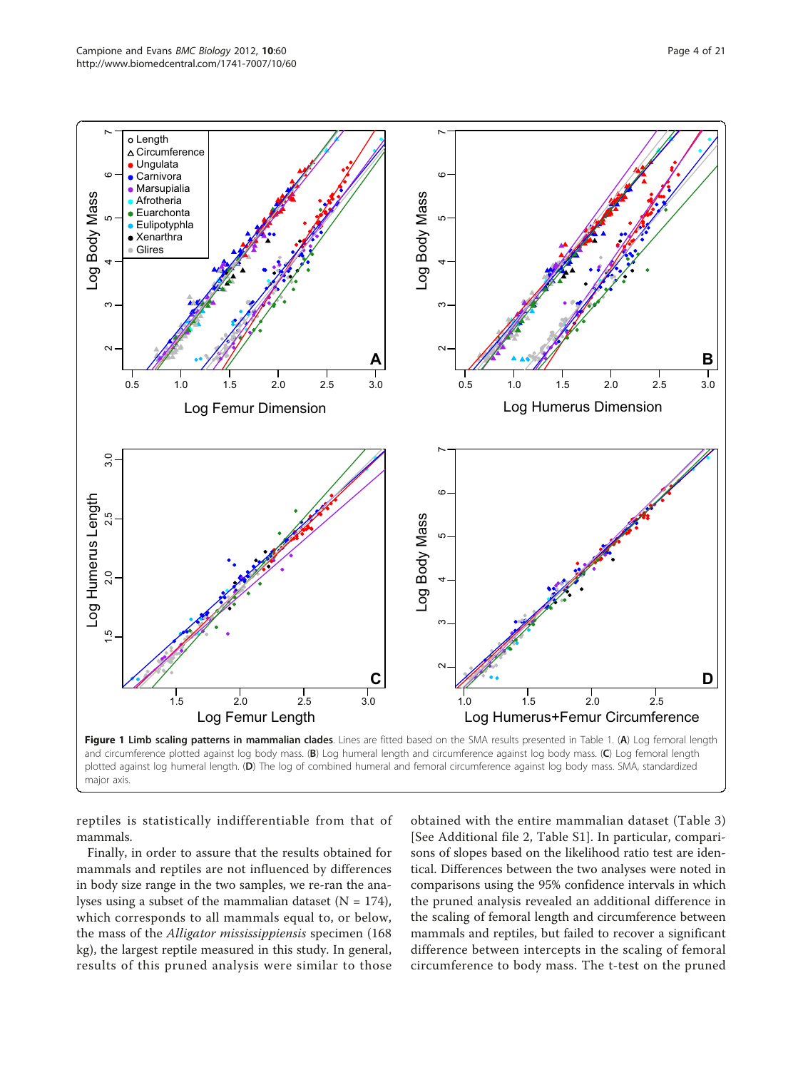**Figure 1 Limb scaling patterns in mammalian clades**. Lines are fitted based on the SMA results presented in Table 1. (**A**) Log femoral length and circumference plotted against log body mass. (**B**) Log humeral length and circumference against log body mass. (**C**) Log femoral length plotted against log humeral length. (**D**) The log of combined humeral and femoral circumference against log body mass. SMA, standardized major axis.

reptiles is statistically indifferentiable from that of mammals.

Finally, in order to assure that the results obtained for mammals and reptiles are not influenced by differences in body size range in the two samples, we re-ran the analyses using a subset of the mammalian dataset (N = 174), which corresponds to all mammals equal to, or below, the mass of the *Alligator mississippiensis* specimen (168 kg), the largest reptile measured in this study. In general, results of this pruned analysis were similar to those obtained with the entire mammalian dataset (Table 3) [See Additional file 2, Table S1]. In particular, comparisons of slopes based on the likelihood ratio test are identical. Differences between the two analyses were noted in comparisons using the 95% confidence intervals in which the pruned analysis revealed an additional difference in the scaling of femoral length and circumference between mammals and reptiles, but failed to recover a significant difference between intercepts in the scaling of femoral circumference to body mass. The t-test on the pruned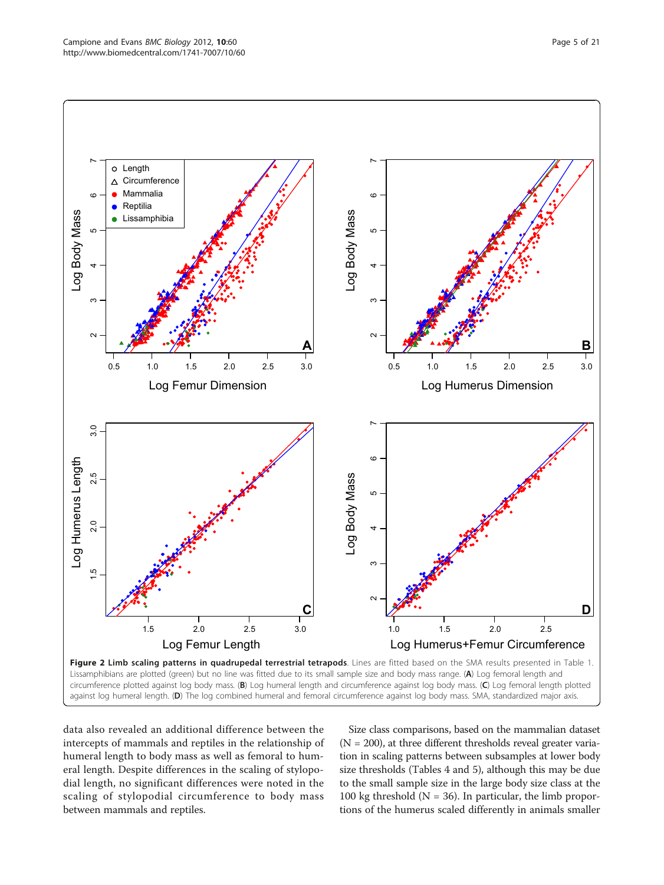**Figure 2 Limb scaling patterns in quadrupedal terrestrial tetrapods**. Lines are fitted based on the SMA results presented in Table 1. Lissamphibians are plotted (green) but no line was fitted due to its small sample size and body mass range. (**A**) Log femoral length and circumference plotted against log body mass. (**B**) Log humeral length and circumference against log body mass. (**C**) Log femoral length plotted against log humeral length. (**D**) The log combined humeral and femoral circumference against log body mass. SMA, standardized major axis.

data also revealed an additional difference between the intercepts of mammals and reptiles in the relationship of humeral length to body mass as well as femoral to humeral length. Despite differences in the scaling of stylopodial length, no significant differences were noted in the scaling of stylopodial circumference to body mass between mammals and reptiles.

Size class comparisons, based on the mammalian dataset (N = 200), at three different thresholds reveal greater variation in scaling patterns between subsamples at lower body size thresholds (Tables 4 and 5), although this may be due to the small sample size in the large body size class at the 100 kg threshold (N = 36). In particular, the limb proportions of the humerus scaled differently in animals smaller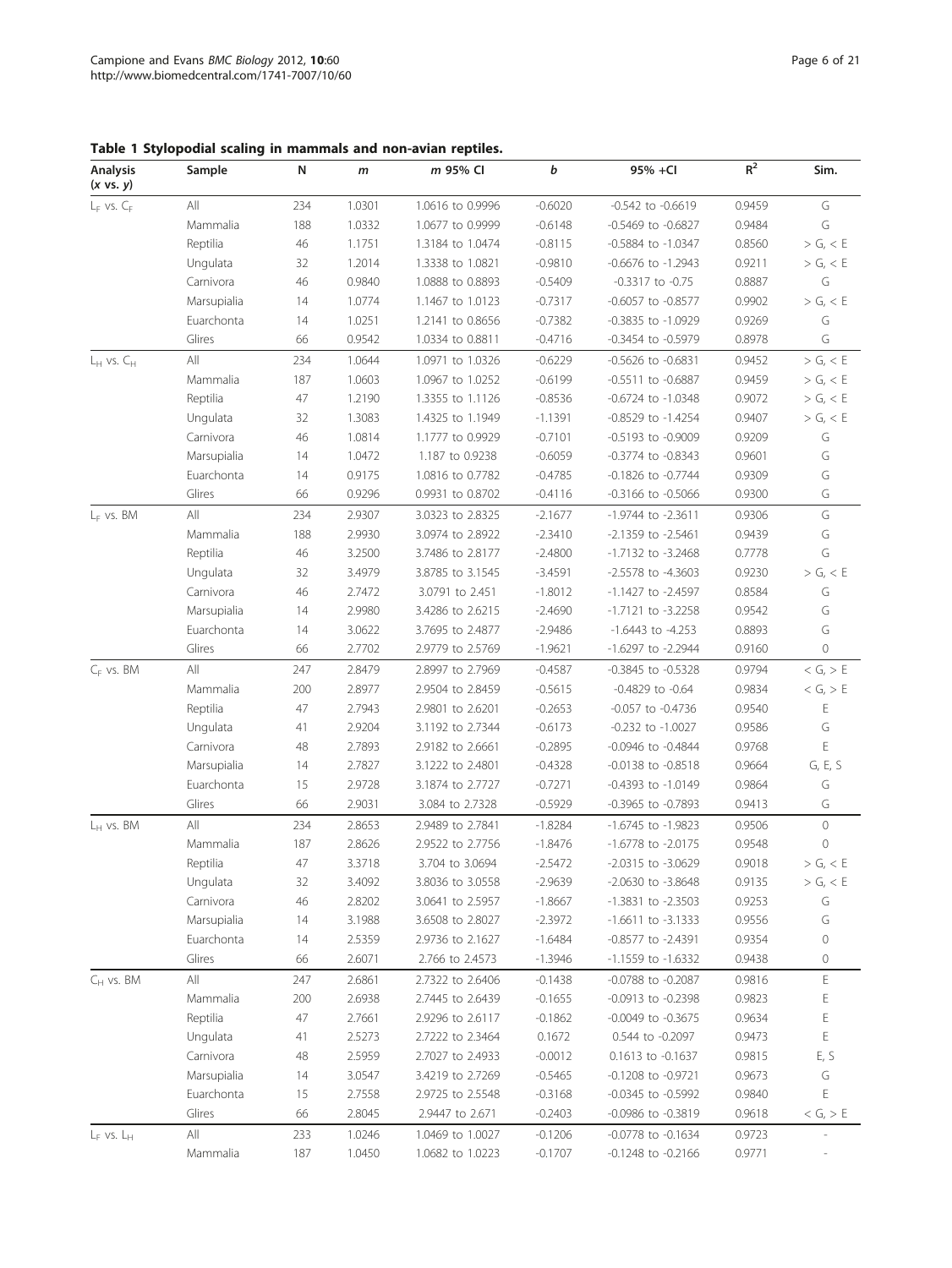**Table 1 Stylopodial scaling in mammals and non-avian reptiles.**

| Analysis ($x$ vs. $y$) | Sample | N | $m$ | $m$ 95% CI | $b$ | 95% +CI | $R^2$ | Sim. |
|---|---|---|---|---|---|---|---|---|
| $L_F$ vs. $C_F$ | All | 234 | 1.0301 | 1.0616 to 0.9996 | -0.6020 | -0.542 to -0.6619 | 0.9459 | G |
| | Mammalia | 188 | 1.0332 | 1.0677 to 0.9999 | -0.6148 | -0.5469 to -0.6827 | 0.9484 | G |
| | Reptilia | 46 | 1.1751 | 1.3184 to 1.0474 | -0.8115 | -0.5884 to -1.0347 | 0.8560 | > G, < E |
| | Ungulata | 32 | 1.2014 | 1.3338 to 1.0821 | -0.9810 | -0.6676 to -1.2943 | 0.9211 | > G, < E |
| | Carnivora | 46 | 0.9840 | 1.0888 to 0.8893 | -0.5409 | -0.3317 to -0.75 | 0.8887 | G |
| | Marsupialia | 14 | 1.0774 | 1.1467 to 1.0123 | -0.7317 | -0.6057 to -0.8577 | 0.9902 | > G, < E |
| | Euarchonta | 14 | 1.0251 | 1.2141 to 0.8656 | -0.7382 | -0.3835 to -1.0929 | 0.9269 | G |
| | Glires | 66 | 0.9542 | 1.0334 to 0.8811 | -0.4716 | -0.3454 to -0.5979 | 0.8978 | G |
| $L_H$ vs. $C_H$ | All | 234 | 1.0644 | 1.0971 to 1.0326 | -0.6229 | -0.5626 to -0.6831 | 0.9452 | > G, < E |
| | Mammalia | 187 | 1.0603 | 1.0967 to 1.0252 | -0.6199 | -0.5511 to -0.6887 | 0.9459 | > G, < E |
| | Reptilia | 47 | 1.2190 | 1.3355 to 1.1126 | -0.8536 | -0.6724 to -1.0348 | 0.9072 | > G, < E |
| | Ungulata | 32 | 1.3083 | 1.4325 to 1.1949 | -1.1391 | -0.8529 to -1.4254 | 0.9407 | > G, < E |
| | Carnivora | 46 | 1.0814 | 1.1777 to 0.9929 | -0.7101 | -0.5193 to -0.9009 | 0.9209 | G |
| | Marsupialia | 14 | 1.0472 | 1.187 to 0.9238 | -0.6059 | -0.3774 to -0.8343 | 0.9601 | G |
| | Euarchonta | 14 | 0.9175 | 1.0816 to 0.7782 | -0.4785 | -0.1826 to -0.7744 | 0.9309 | G |
| | Glires | 66 | 0.9296 | 0.9931 to 0.8702 | -0.4116 | -0.3166 to -0.5066 | 0.9300 | G |
| $L_F$ vs. BM | All | 234 | 2.9307 | 3.0323 to 2.8325 | -2.1677 | -1.9744 to -2.3611 | 0.9306 | G |
| | Mammalia | 188 | 2.9930 | 3.0974 to 2.8922 | -2.3410 | -2.1359 to -2.5461 | 0.9439 | G |
| | Reptilia | 46 | 3.2500 | 3.7486 to 2.8177 | -2.4800 | -1.7132 to -3.2468 | 0.7778 | G |
| | Ungulata | 32 | 3.4979 | 3.8785 to 3.1545 | -3.4591 | -2.5578 to -4.3603 | 0.9230 | > G, < E |
| | Carnivora | 46 | 2.7472 | 3.0791 to 2.451 | -1.8012 | -1.1427 to -2.4597 | 0.8584 | G |
| | Marsupialia | 14 | 2.9980 | 3.4286 to 2.6215 | -2.4690 | -1.7121 to -3.2258 | 0.9542 | G |
| | Euarchonta | 14 | 3.0622 | 3.7695 to 2.4877 | -2.9486 | -1.6443 to -4.253 | 0.8893 | G |
| | Glires | 66 | 2.7702 | 2.9779 to 2.5769 | -1.9621 | -1.6297 to -2.2944 | 0.9160 | 0 |
| $C_F$ vs. BM | All | 247 | 2.8479 | 2.8997 to 2.7969 | -0.4587 | -0.3845 to -0.5328 | 0.9794 | < G, > E |
| | Mammalia | 200 | 2.8977 | 2.9504 to 2.8459 | -0.5615 | -0.4829 to -0.64 | 0.9834 | < G, > E |
| | Reptilia | 47 | 2.7943 | 2.9801 to 2.6201 | -0.2653 | -0.057 to -0.4736 | 0.9540 | E |
| | Ungulata | 41 | 2.9204 | 3.1192 to 2.7344 | -0.6173 | -0.232 to -1.0027 | 0.9586 | G |
| | Carnivora | 48 | 2.7893 | 2.9182 to 2.6661 | -0.2895 | -0.0946 to -0.4844 | 0.9768 | E |
| | Marsupialia | 14 | 2.7827 | 3.1222 to 2.4801 | -0.4328 | -0.0138 to -0.8518 | 0.9664 | G, E, S |
| | Euarchonta | 15 | 2.9728 | 3.1874 to 2.7727 | -0.7271 | -0.4393 to -1.0149 | 0.9864 | G |
| | Glires | 66 | 2.9031 | 3.084 to 2.7328 | -0.5929 | -0.3965 to -0.7893 | 0.9413 | G |
| $L_H$ vs. BM | All | 234 | 2.8653 | 2.9489 to 2.7841 | -1.8284 | -1.6745 to -1.9823 | 0.9506 | 0 |
| | Mammalia | 187 | 2.8626 | 2.9522 to 2.7756 | -1.8476 | -1.6778 to -2.0175 | 0.9548 | 0 |
| | Reptilia | 47 | 3.3718 | 3.704 to 3.0694 | -2.5472 | -2.0315 to -3.0629 | 0.9018 | > G, < E |
| | Ungulata | 32 | 3.4092 | 3.8036 to 3.0558 | -2.9639 | -2.0630 to -3.8648 | 0.9135 | > G, < E |
| | Carnivora | 46 | 2.8202 | 3.0641 to 2.5957 | -1.8667 | -1.3831 to -2.3503 | 0.9253 | G |
| | Marsupialia | 14 | 3.1988 | 3.6508 to 2.8027 | -2.3972 | -1.6611 to -3.1333 | 0.9556 | G |
| | Euarchonta | 14 | 2.5359 | 2.9736 to 2.1627 | -1.6484 | -0.8577 to -2.4391 | 0.9354 | 0 |
| | Glires | 66 | 2.6071 | 2.766 to 2.4573 | -1.3946 | -1.1559 to -1.6332 | 0.9438 | 0 |
| $C_H$ vs. BM | All | 247 | 2.6861 | 2.7322 to 2.6406 | -0.1438 | -0.0788 to -0.2087 | 0.9816 | E |
| | Mammalia | 200 | 2.6938 | 2.7445 to 2.6439 | -0.1655 | -0.0913 to -0.2398 | 0.9823 | E |
| | Reptilia | 47 | 2.7661 | 2.9296 to 2.6117 | -0.1862 | -0.0049 to -0.3675 | 0.9634 | E |
| | Ungulata | 41 | 2.5273 | 2.7222 to 2.3464 | 0.1672 | 0.544 to -0.2097 | 0.9473 | E |
| | Carnivora | 48 | 2.5959 | 2.7027 to 2.4933 | -0.0012 | 0.1613 to -0.1637 | 0.9815 | E, S |
| | Marsupialia | 14 | 3.0547 | 3.4219 to 2.7269 | -0.5465 | -0.1208 to -0.9721 | 0.9673 | G |
| | Euarchonta | 15 | 2.7558 | 2.9725 to 2.5548 | -0.3168 | -0.0345 to -0.5992 | 0.9840 | E |
| | Glires | 66 | 2.8045 | 2.9447 to 2.671 | -0.2403 | -0.0986 to -0.3819 | 0.9618 | < G, > E |
| $L_F$ vs. $L_H$ | All | 233 | 1.0246 | 1.0469 to 1.0027 | -0.1206 | -0.0778 to -0.1634 | 0.9723 | - |
| | Mammalia | 187 | 1.0450 | 1.0682 to 1.0223 | -0.1707 | -0.1248 to -0.2166 | 0.9771 | - |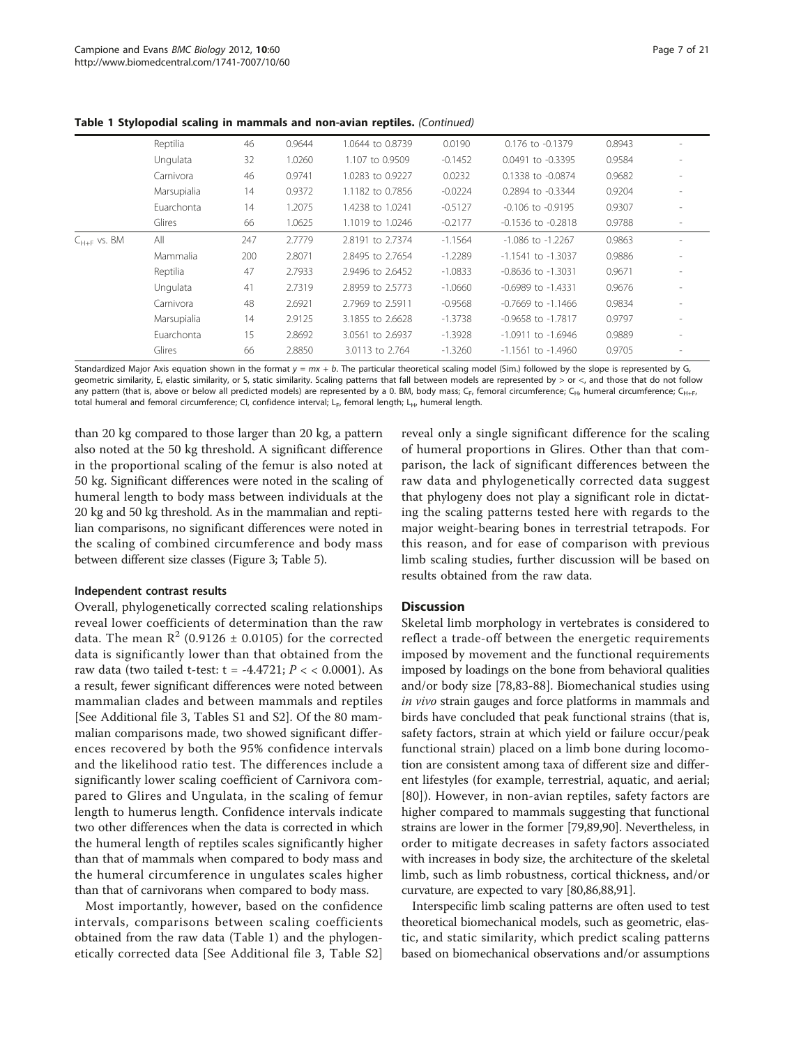**Table 1 Stylopodial scaling in mammals and non-avian reptiles.** *(Continued)*

| | | | | | | | | |
|---|---|---|---|---|---|---|---|---|
| | Reptilia | 46 | 0.9644 | 1.0644 to 0.8739 | 0.0190 | 0.176 to -0.1379 | 0.8943 | - |
| | Ungulata | 32 | 1.0260 | 1.107 to 0.9509 | -0.1452 | 0.0491 to -0.3395 | 0.9584 | - |
| | Carnivora | 46 | 0.9741 | 1.0283 to 0.9227 | 0.0232 | 0.1338 to -0.0874 | 0.9682 | - |
| | Marsupialia | 14 | 0.9372 | 1.1182 to 0.7856 | -0.0224 | 0.2894 to -0.3344 | 0.9204 | - |
| | Euarchonta | 14 | 1.2075 | 1.4238 to 1.0241 | -0.5127 | -0.106 to -0.9195 | 0.9307 | - |
| | Glires | 66 | 1.0625 | 1.1019 to 1.0246 | -0.2177 | -0.1536 to -0.2818 | 0.9788 | - |
| $C_{H+F}$ vs. BM | All | 247 | 2.7779 | 2.8191 to 2.7374 | -1.1564 | -1.086 to -1.2267 | 0.9863 | - |
| | Mammalia | 200 | 2.8071 | 2.8495 to 2.7654 | -1.2289 | -1.1541 to -1.3037 | 0.9886 | - |
| | Reptilia | 47 | 2.7933 | 2.9496 to 2.6452 | -1.0833 | -0.8636 to -1.3031 | 0.9671 | - |
| | Ungulata | 41 | 2.7319 | 2.8959 to 2.5773 | -1.0660 | -0.6989 to -1.4331 | 0.9676 | - |
| | Carnivora | 48 | 2.6921 | 2.7969 to 2.5911 | -0.9568 | -0.7669 to -1.1466 | 0.9834 | - |
| | Marsupialia | 14 | 2.9125 | 3.1855 to 2.6628 | -1.3738 | -0.9658 to -1.7817 | 0.9797 | - |
| | Euarchonta | 15 | 2.8692 | 3.0561 to 2.6937 | -1.3928 | -1.0911 to -1.6946 | 0.9889 | - |
| | Glires | 66 | 2.8850 | 3.0113 to 2.764 | -1.3260 | -1.1561 to -1.4960 | 0.9705 | - |

Standardized Major Axis equation shown in the format $y = mx + b$. The particular theoretical scaling model (Sim.) followed by the slope is represented by G, geometric similarity, E, elastic similarity, or S, static similarity. Scaling patterns that fall between models are represented by > or <, and those that do not follow any pattern (that is, above or below all predicted models) are represented by a 0. BM, body mass; $C_F$, femoral circumference; $C_H$, humeral circumference; $C_{H+F}$, total humeral and femoral circumference; CI, confidence interval; $L_F$, femoral length; $L_H$, humeral length.

than 20 kg compared to those larger than 20 kg, a pattern also noted at the 50 kg threshold. A significant difference in the proportional scaling of the femur is also noted at 50 kg. Significant differences were noted in the scaling of humeral length to body mass between individuals at the 20 kg and 50 kg threshold. As in the mammalian and reptilian comparisons, no significant differences were noted in the scaling of combined circumference and body mass between different size classes (Figure 3; Table 5).

#### Independent contrast results

Overall, phylogenetically corrected scaling relationships reveal lower coefficients of determination than the raw data. The mean $R^2$ (0.9126 ± 0.0105) for the corrected data is significantly lower than that obtained from the raw data (two tailed t-test: $t = -4.4721$; $P << 0.0001$). As a result, fewer significant differences were noted between mammalian clades and between mammals and reptiles [See Additional file 3, Tables S1 and S2]. Of the 80 mammalian comparisons made, two showed significant differences recovered by both the 95% confidence intervals and the likelihood ratio test. The differences include a significantly lower scaling coefficient of Carnivora compared to Glires and Ungulata, in the scaling of femur length to humerus length. Confidence intervals indicate two other differences when the data is corrected in which the humeral length of reptiles scales significantly higher than that of mammals when compared to body mass and the humeral circumference in ungulates scales higher than that of carnivorans when compared to body mass.

Most importantly, however, based on the confidence intervals, comparisons between scaling coefficients obtained from the raw data (Table 1) and the phylogenetically corrected data [See Additional file 3, Table S2] reveal only a single significant difference for the scaling of humeral proportions in Glires. Other than that comparison, the lack of significant differences between the raw data and phylogenetically corrected data suggest that phylogeny does not play a significant role in dictating the scaling patterns tested here with regards to the major weight-bearing bones in terrestrial tetrapods. For this reason, and for ease of comparison with previous limb scaling studies, further discussion will be based on results obtained from the raw data.

## Discussion

Skeletal limb morphology in vertebrates is considered to reflect a trade-off between the energetic requirements imposed by movement and the functional requirements imposed by loadings on the bone from behavioral qualities and/or body size [78,83-88]. Biomechanical studies using *in vivo* strain gauges and force platforms in mammals and birds have concluded that peak functional strains (that is, safety factors, strain at which yield or failure occur/peak functional strain) placed on a limb bone during locomotion are consistent among taxa of different size and different lifestyles (for example, terrestrial, aquatic, and aerial; [80]). However, in non-avian reptiles, safety factors are higher compared to mammals suggesting that functional strains are lower in the former [79,89,90]. Nevertheless, in order to mitigate decreases in safety factors associated with increases in body size, the architecture of the skeletal limb, such as limb robustness, cortical thickness, and/or curvature, are expected to vary [80,86,88,91].

Interspecific limb scaling patterns are often used to test theoretical biomechanical models, such as geometric, elastic, and static similarity, which predict scaling patterns based on biomechanical observations and/or assumptions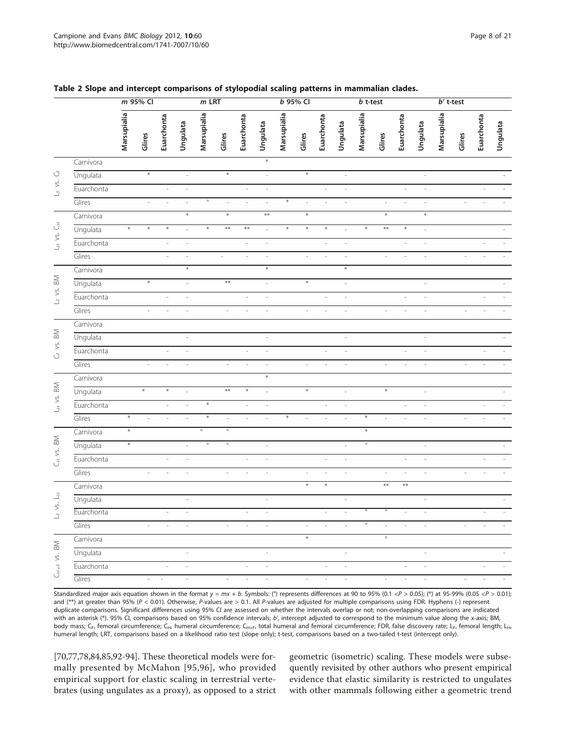**Table 2 Slope and intercept comparisons of stylopodial scaling patterns in mammalian clades.**

| | | *m* 95% CI | | | | *m* LRT | | | | *b* 95% CI | | | | *b* t-test | | | | *b′* t-test | | | |
|---|---|---|---|---|---|---|---|---|---|---|---|---|---|---|---|---|---|---|---|---|---|
| | | Marsupialia | Glires | Euarchonta | Ungulata | Marsupialia | Glires | Euarchonta | Ungulata | Marsupialia | Glires | Euarchonta | Ungulata | Marsupialia | Glires | Euarchonta | Ungulata | Marsupialia | Glires | Euarchonta | Ungulata |
| $L_F$ vs. $C_F$ | Carnivora | | | | | | | | * | | | | | | | | | | | | |
| | Ungulata | | * | | - | | * | | - | | * | | - | | | | - | | | | - |
| | Euarchonta | | | - | - | | | - | - | | | - | - | | | - | - | | | - | - |
| | Glires | | - | - | - | ° | - | - | - | * | - | - | - | | - | - | - | | - | - | - |
| $L_H$ vs. $C_H$ | Carnivora | | | | * | | * | | ** | | * | | | | * | | * | | | | |
| | Ungulata | * | * | * | - | * | ** | ** | - | * | * | * | - | * | ** | * | - | | | | - |
| | Euarchonta | | | - | - | | | - | - | | | - | - | | | - | - | | | - | - |
| | Glires | | | - | - | | - | - | - | | - | - | - | | - | - | - | | - | - | - |
| $L_F$ vs. BM | Carnivora | | | | * | | | | * | | | | * | | | | | | | | |
| | Ungulata | | * | | - | | ** | | - | | * | | - | | | | - | | | | - |
| | Euarchonta | | | - | - | | | - | - | | | - | - | | | - | - | | | - | - |
| | Glires | | - | - | - | | - | - | - | | - | - | - | | - | - | - | | - | - | - |
| $C_F$ vs. BM | Carnivora | | | | | | | | | | | | | | | | | | | | |
| | Ungulata | | | | - | | | | - | | | | - | | | | - | | | | - |
| | Euarchonta | | | - | - | | | - | - | | | - | - | | | - | - | | | - | - |
| | Glires | | - | - | - | | - | - | - | | - | - | - | | - | - | - | | - | - | - |
| $L_H$ vs. BM | Carnivora | | | | | | | | * | | | | | | | | | | | | |
| | Ungulata | | * | * | - | | ** | * | - | | * | | - | | * | | - | | | | - |
| | Euarchonta | | | - | - | * | | - | - | | | - | - | | | - | - | | | - | - |
| | Glires | * | - | - | - | * | - | - | - | * | - | - | - | * | - | - | - | | - | - | - |
| $C_H$ vs. BM | Carnivora | * | | | | ° | ° | | | | | | | * | | | | | | | |
| | Ungulata | * | | | - | ° | ° | | - | | | | - | ° | | | - | | | | - |
| | Euarchonta | | | - | - | | | - | - | | | - | - | | | - | - | | | - | - |
| | Glires | | - | - | - | | - | - | - | | - | - | - | | - | - | - | | - | - | - |
| $L_F$ vs. $L_H$ | Carnivora | | | | | | | | | | * | * | | | ** | ** | | | | | |
| | Ungulata | | | | - | | | | - | | | | - | | | | - | | | | - |
| | Euarchonta | | | - | - | | | - | - | | | - | - | ° | ° | - | - | | | - | - |
| | Glires | | - | - | - | | - | - | - | | - | - | - | ° | - | - | - | | - | - | - |
| $C_{H+F}$ vs. BM | Carnivora | | | | | | | | | | * | | | | ° | | | | | | |
| | Ungulata | | | | - | | | | - | | | | - | | | | - | | | | - |
| | Euarchonta | | | - | - | | | - | - | | | - | - | | | - | - | | | - | - |
| | Glires | | - | - | - | | - | - | - | | - | - | - | | - | - | - | | - | - | - |

Standardized major axis equation shown in the format $y = mx + b$. Symbols: (°) represents differences at 90 to 95% ($0.1 < P > 0.05$); (*) at 95-99% ($0.05 < P > 0.01$); and (**) at greater than 95% ($P < 0.01$). Otherwise, *P*-values are > 0.1. All *P*-values are adjusted for multiple comparisons using FDR. Hyphens (-) represent duplicate comparisons. Significant differences using 95% CI are assessed on whether the intervals overlap or not; non-overlapping comparisons are indicated with an asterisk (*). 95% CI, comparisons based on 95% confidence intervals; *b′*, intercept adjusted to correspond to the minimum value along the x-axis; BM, body mass; $C_F$, femoral circumference; $C_H$, humeral circumference; $C_{H+F}$, total humeral and femoral circumference; FDR, false discovery rate; $L_F$, femoral length; $L_H$, humeral length; LRT, comparisons based on a likelihood ratio test (slope only); t-test, comparisons based on a two-tailed t-test (intercept only).

[70,77,78,84,85,92-94]. These theoretical models were formally presented by McMahon [95,96], who provided empirical support for elastic scaling in terrestrial vertebrates (using ungulates as a proxy), as opposed to a strict geometric (isometric) scaling. These models were subsequently revisited by other authors who present empirical evidence that elastic similarity is restricted to ungulates with other mammals following either a geometric trend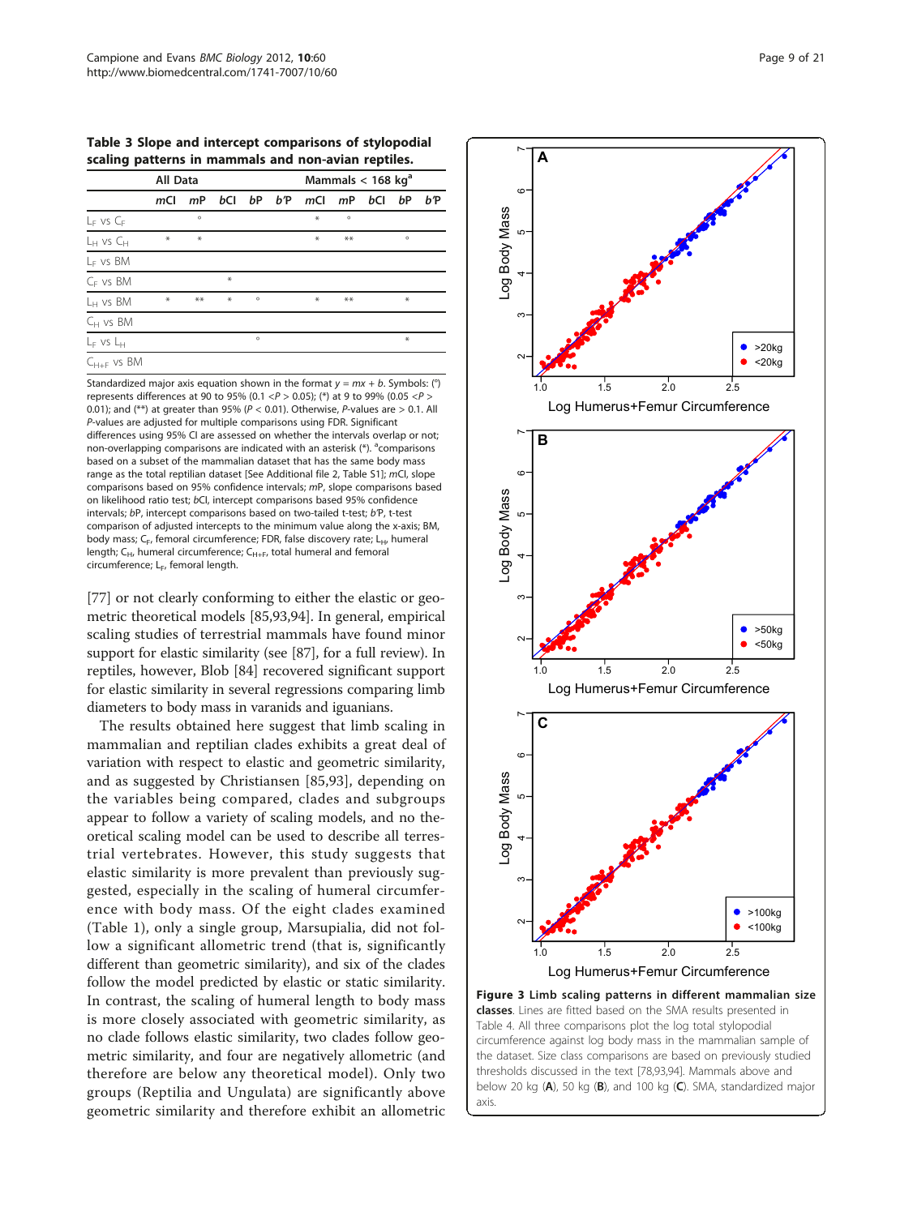**Table 3 Slope and intercept comparisons of stylopodial scaling patterns in mammals and non-avian reptiles.**

| | All Data | | | | | Mammals < 168 kg[a] | | | | |
|---|---|---|---|---|---|---|---|---|---|---|
| | *m*CI | *m*P | *b*CI | *b*P | *b'*P | *m*CI | *m*P | *b*CI | *b*P | *b'*P |
| $L_F$ vs $C_F$ | | ° | | | | * | ° | | | |
| $L_H$ vs $C_H$ | * | * | | | | * | ** | | ° | |
| $L_F$ vs BM | | | | | | | | | | |
| $C_F$ vs BM | | | * | | | | | | | |
| $L_H$ vs BM | * | ** | * | ° | | * | ** | | * | |
| $C_H$ vs BM | | | | | | | | | | |
| $L_F$ vs $L_H$ | | | | ° | | | | | * | |
| $C_{H+F}$ vs BM | | | | | | | | | | |

Standardized major axis equation shown in the format $y = mx + b$. Symbols: (°) represents differences at 90 to 95% ($0.1 < P > 0.05$); (*) at 9 to 99% ($0.05 < P > 0.01$); and (**) at greater than 95% ($P < 0.01$). Otherwise, *P*-values are > 0.1. All *P*-values are adjusted for multiple comparisons using FDR. Significant differences using 95% CI are assessed on whether the intervals overlap or not; non-overlapping comparisons are indicated with an asterisk (*). [a]comparisons based on a subset of the mammalian dataset that has the same body mass range as the total reptilian dataset [See Additional file 2, Table S1]; *m*CI, slope comparisons based on 95% confidence intervals; *m*P, slope comparisons based on likelihood ratio test; *b*CI, intercept comparisons based 95% confidence intervals; *b*P, intercept comparisons based on two-tailed t-test; *b'*P, t-test comparison of adjusted intercepts to the minimum value along the x-axis; BM, body mass; $C_F$, femoral circumference; FDR, false discovery rate; $L_H$, humeral length; $C_H$, humeral circumference; $C_{H+F}$, total humeral and femoral circumference; $L_F$, femoral length.

[77] or not clearly conforming to either the elastic or geometric theoretical models [85,93,94]. In general, empirical scaling studies of terrestrial mammals have found minor support for elastic similarity (see [87], for a full review). In reptiles, however, Blob [84] recovered significant support for elastic similarity in several regressions comparing limb diameters to body mass in varanids and iguanians.

The results obtained here suggest that limb scaling in mammalian and reptilian clades exhibits a great deal of variation with respect to elastic and geometric similarity, and as suggested by Christiansen [85,93], depending on the variables being compared, clades and subgroups appear to follow a variety of scaling models, and no theoretical scaling model can be used to describe all terrestrial vertebrates. However, this study suggests that elastic similarity is more prevalent than previously suggested, especially in the scaling of humeral circumference with body mass. Of the eight clades examined (Table 1), only a single group, Marsupialia, did not follow a significant allometric trend (that is, significantly different than geometric similarity), and six of the clades follow the model predicted by elastic or static similarity. In contrast, the scaling of humeral length to body mass is more closely associated with geometric similarity, as no clade follows elastic similarity, two clades follow geometric similarity, and four are negatively allometric (and therefore are below any theoretical model). Only two groups (Reptilia and Ungulata) are significantly above geometric similarity and therefore exhibit an allometric

**Figure 3 Limb scaling patterns in different mammalian size classes.** Lines are fitted based on the SMA results presented in Table 4. All three comparisons plot the log total stylopodial circumference against log body mass in the mammalian sample of the dataset. Size class comparisons are based on previously studied thresholds discussed in the text [78,93,94]. Mammals above and below 20 kg (**A**), 50 kg (**B**), and 100 kg (**C**). SMA, standardized major axis.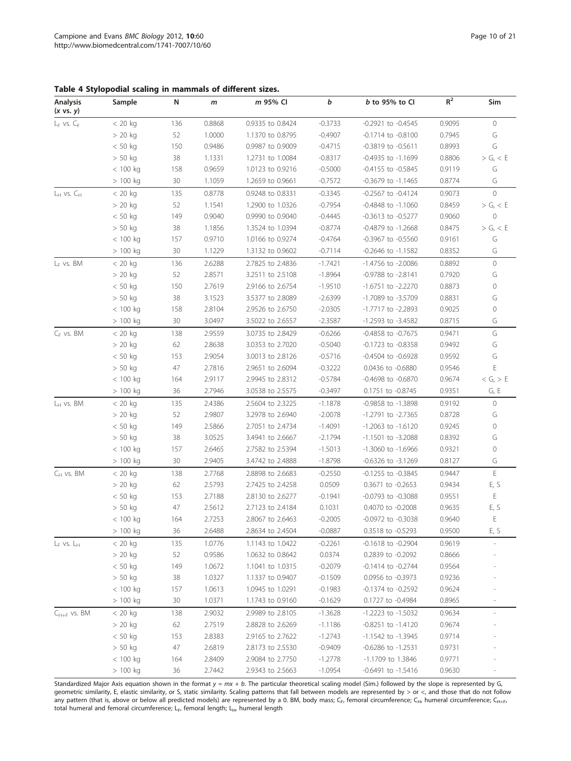**Table 4 Stylopodial scaling in mammals of different sizes.**

| Analysis ($x$ vs. $y$) | Sample | N | $m$ | $m$ 95% CI | $b$ | $b$ to 95% to CI | $R^2$ | Sim |
|---|---|---|---|---|---|---|---|---|
| $L_F$ vs. $C_F$ | < 20 kg | 136 | 0.8868 | 0.9335 to 0.8424 | -0.3733 | -0.2921 to -0.4545 | 0.9095 | 0 |
| | > 20 kg | 52 | 1.0000 | 1.1370 to 0.8795 | -0.4907 | -0.1714 to -0.8100 | 0.7945 | G |
| | < 50 kg | 150 | 0.9486 | 0.9987 to 0.9009 | -0.4715 | -0.3819 to -0.5611 | 0.8993 | G |
| | > 50 kg | 38 | 1.1331 | 1.2731 to 1.0084 | -0.8317 | -0.4935 to -1.1699 | 0.8806 | > G, < E |
| | < 100 kg | 158 | 0.9659 | 1.0123 to 0.9216 | -0.5000 | -0.4155 to -0.5845 | 0.9119 | G |
| | > 100 kg | 30 | 1.1059 | 1.2659 to 0.9661 | -0.7572 | -0.3679 to -1.1465 | 0.8774 | G |
| $L_H$ vs. $C_H$ | < 20 kg | 135 | 0.8778 | 0.9248 to 0.8331 | -0.3345 | -0.2567 to -0.4124 | 0.9073 | 0 |
| | > 20 kg | 52 | 1.1541 | 1.2900 to 1.0326 | -0.7954 | -0.4848 to -1.1060 | 0.8459 | > G, < E |
| | < 50 kg | 149 | 0.9040 | 0.9990 to 0.9040 | -0.4445 | -0.3613 to -0.5277 | 0.9060 | 0 |
| | > 50 kg | 38 | 1.1856 | 1.3524 to 1.0394 | -0.8774 | -0.4879 to -1.2668 | 0.8475 | > G, < E |
| | < 100 kg | 157 | 0.9710 | 1.0166 to 0.9274 | -0.4764 | -0.3967 to -0.5560 | 0.9161 | G |
| | > 100 kg | 30 | 1.1229 | 1.3132 to 0.9602 | -0.7114 | -0.2646 to -1.1582 | 0.8352 | G |
| $L_F$ vs. BM | < 20 kg | 136 | 2.6288 | 2.7825 to 2.4836 | -1.7421 | -1.4756 to -2.0086 | 0.8892 | 0 |
| | > 20 kg | 52 | 2.8571 | 3.2511 to 2.5108 | -1.8964 | -0.9788 to -2.8141 | 0.7920 | G |
| | < 50 kg | 150 | 2.7619 | 2.9166 to 2.6754 | -1.9510 | -1.6751 to -2.2270 | 0.8873 | 0 |
| | > 50 kg | 38 | 3.1523 | 3.5377 to 2.8089 | -2.6399 | -1.7089 to -3.5709 | 0.8831 | G |
| | < 100 kg | 158 | 2.8104 | 2.9526 to 2.6750 | -2.0305 | -1.7717 to -2.2893 | 0.9025 | 0 |
| | > 100 kg | 30 | 3.0497 | 3.5022 to 2.6557 | -2.3587 | -1.2593 to -3.4582 | 0.8715 | G |
| $C_F$ vs. BM | < 20 kg | 138 | 2.9559 | 3.0735 to 2.8429 | -0.6266 | -0.4858 to -0.7675 | 0.9471 | G |
| | > 20 kg | 62 | 2.8638 | 3.0353 to 2.7020 | -0.5040 | -0.1723 to -0.8358 | 0.9492 | G |
| | < 50 kg | 153 | 2.9054 | 3.0013 to 2.8126 | -0.5716 | -0.4504 to -0.6928 | 0.9592 | G |
| | > 50 kg | 47 | 2.7816 | 2.9651 to 2.6094 | -0.3222 | 0.0436 to -0.6880 | 0.9546 | E |
| | < 100 kg | 164 | 2.9117 | 2.9945 to 2.8312 | -0.5784 | -0.4698 to -0.6870 | 0.9674 | < G, > E |
| | > 100 kg | 36 | 2.7946 | 3.0538 to 2.5575 | -0.3497 | 0.1751 to -0.8745 | 0.9351 | G, E |
| $L_H$ vs. BM | < 20 kg | 135 | 2.4386 | 2.5604 to 2.3225 | -1.1878 | -0.9858 to -1.3898 | 0.9192 | 0 |
| | > 20 kg | 52 | 2.9807 | 3.2978 to 2.6940 | -2.0078 | -1.2791 to -2.7365 | 0.8728 | G |
| | < 50 kg | 149 | 2.5866 | 2.7051 to 2.4734 | -1.4091 | -1.2063 to -1.6120 | 0.9245 | 0 |
| | > 50 kg | 38 | 3.0525 | 3.4941 to 2.6667 | -2.1794 | -1.1501 to -3.2088 | 0.8392 | G |
| | < 100 kg | 157 | 2.6465 | 2.7582 to 2.5394 | -1.5013 | -1.3060 to -1.6966 | 0.9321 | 0 |
| | > 100 kg | 30 | 2.9405 | 3.4742 to 2.4888 | -1.8798 | -0.6326 to -3.1269 | 0.8127 | G |
| $C_H$ vs. BM | < 20 kg | 138 | 2.7768 | 2.8898 to 2.6683 | -0.2550 | -0.1255 to -0.3845 | 0.9447 | E |
| | > 20 kg | 62 | 2.5793 | 2.7425 to 2.4258 | 0.0509 | 0.3671 to -0.2653 | 0.9434 | E, S |
| | < 50 kg | 153 | 2.7188 | 2.8130 to 2.6277 | -0.1941 | -0.0793 to -0.3088 | 0.9551 | E |
| | > 50 kg | 47 | 2.5612 | 2.7123 to 2.4184 | 0.1031 | 0.4070 to -0.2008 | 0.9635 | E, S |
| | < 100 kg | 164 | 2.7253 | 2.8067 to 2.6463 | -0.2005 | -0.0972 to -0.3038 | 0.9640 | E |
| | > 100 kg | 36 | 2.6488 | 2.8634 to 2.4504 | -0.0887 | 0.3518 to -0.5293 | 0.9500 | E, S |
| $L_F$ vs. $L_H$ | < 20 kg | 135 | 1.0776 | 1.1143 to 1.0422 | -0.2261 | -0.1618 to -0.2904 | 0.9619 | - |
| | > 20 kg | 52 | 0.9586 | 1.0632 to 0.8642 | 0.0374 | 0.2839 to -0.2092 | 0.8666 | - |
| | < 50 kg | 149 | 1.0672 | 1.1041 to 1.0315 | -0.2079 | -0.1414 to -0.2744 | 0.9564 | - |
| | > 50 kg | 38 | 1.0327 | 1.1337 to 0.9407 | -0.1509 | 0.0956 to -0.3973 | 0.9236 | - |
| | < 100 kg | 157 | 1.0613 | 1.0945 to 1.0291 | -0.1983 | -0.1374 to -0.2592 | 0.9624 | - |
| | > 100 kg | 30 | 1.0371 | 1.1743 to 0.9160 | -0.1629 | 0.1727 to -0.4984 | 0.8965 | - |
| $C_{H+F}$ vs. BM | < 20 kg | 138 | 2.9032 | 2.9989 to 2.8105 | -1.3628 | -1.2223 to -1.5032 | 0.9634 | - |
| | > 20 kg | 62 | 2.7519 | 2.8828 to 2.6269 | -1.1186 | -0.8251 to -1.4120 | 0.9674 | - |
| | < 50 kg | 153 | 2.8383 | 2.9165 to 2.7622 | -1.2743 | -1.1542 to -1.3945 | 0.9714 | - |
| | > 50 kg | 47 | 2.6819 | 2.8173 to 2.5530 | -0.9409 | -0.6286 to -1.2531 | 0.9731 | - |
| | < 100 kg | 164 | 2.8409 | 2.9084 to 2.7750 | -1.2778 | -1.1709 to 1.3846 | 0.9771 | - |
| | > 100 kg | 36 | 2.7442 | 2.9343 to 2.5663 | -1.0954 | -0.6491 to -1.5416 | 0.9630 | - |

Standardized Major Axis equation shown in the format $y = mx + b$. The particular theoretical scaling model (Sim.) followed by the slope is represented by G, geometric similarity, E, elastic similarity, or S, static similarity. Scaling patterns that fall between models are represented by > or <, and those that do not follow any pattern (that is, above or below all predicted models) are represented by a 0. BM, body mass; $C_F$, femoral circumference; $C_H$, humeral circumference; $C_{H+F}$, total humeral and femoral circumference; $L_F$, femoral length; $L_H$, humeral length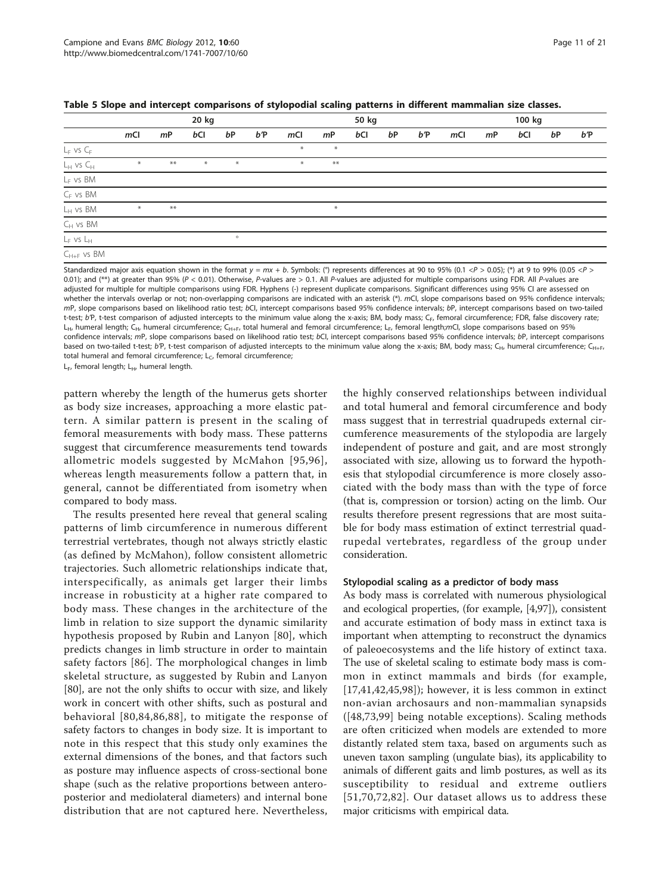**Table 5 Slope and intercept comparisons of stylopodial scaling patterns in different mammalian size classes.**

| | 20 kg | | | | | 50 kg | | | | | 100 kg | | | | |
|---|---|---|---|---|---|---|---|---|---|---|---|---|---|---|---|
| | *m*CI | *m*P | *b*CI | *b*P | *b'*P | *m*CI | *m*P | *b*CI | *b*P | *b'*P | *m*CI | *m*P | *b*CI | *b*P | *b'*P |
| $L_F$ vs $C_F$ | | | | | | * | * | | | | | | | | |
| $L_H$ vs $C_H$ | * | ** | * | * | | * | ** | | | | | | | | |
| $L_F$ vs BM | | | | | | | | | | | | | | | |
| $C_F$ vs BM | | | | | | | | | | | | | | | |
| $L_H$ vs BM | * | ** | | | | | * | | | | | | | | |
| $C_H$ vs BM | | | | | | | | | | | | | | | |
| $L_F$ vs $L_H$ | | | | ° | | | | | | | | | | | |
| $C_{H+F}$ vs BM | | | | | | | | | | | | | | | |

Standardized major axis equation shown in the format $y = mx + b$. Symbols: (°) represents differences at 90 to 95% (0.1 < *P* > 0.05); (*) at 9 to 99% (0.05 < *P* > 0.01); and (**) at greater than 95% (*P* < 0.01). Otherwise, *P*-values are > 0.1. All *P*-values are adjusted for multiple comparisons using FDR. All *P*-values are adjusted for multiple for multiple comparisons using FDR. Hyphens (-) represent duplicate comparisons. Significant differences using 95% CI are assessed on whether the intervals overlap or not; non-overlapping comparisons are indicated with an asterisk (*). *m*CI, slope comparisons based on 95% confidence intervals; *m*P, slope comparisons based on likelihood ratio test; *b*CI, intercept comparisons based 95% confidence intervals; *b*P, intercept comparisons based on two-tailed t-test; *b'*P, t-test comparison of adjusted intercepts to the minimum value along the x-axis; BM, body mass; $C_F$, femoral circumference; FDR, false discovery rate; $L_H$, humeral length; $C_H$, humeral circumference; $C_{H+F}$, total humeral and femoral circumference; $L_F$, femoral length;*m*CI, slope comparisons based on 95% confidence intervals; *m*P, slope comparisons based on likelihood ratio test; *b*CI, intercept comparisons based 95% confidence intervals; *b*P, intercept comparisons based on two-tailed t-test; *b'*P, t-test comparison of adjusted intercepts to the minimum value along the x-axis; BM, body mass; $C_H$, humeral circumference; $C_{H+F}$, total humeral and femoral circumference; $L_C$, femoral circumference;
$L_F$, femoral length; $L_H$, humeral length.

pattern whereby the length of the humerus gets shorter as body size increases, approaching a more elastic pattern. A similar pattern is present in the scaling of femoral measurements with body mass. These patterns suggest that circumference measurements tend towards allometric models suggested by McMahon [95,96], whereas length measurements follow a pattern that, in general, cannot be differentiated from isometry when compared to body mass.

The results presented here reveal that general scaling patterns of limb circumference in numerous different terrestrial vertebrates, though not always strictly elastic (as defined by McMahon), follow consistent allometric trajectories. Such allometric relationships indicate that, interspecifically, as animals get larger their limbs increase in robusticity at a higher rate compared to body mass. These changes in the architecture of the limb in relation to size support the dynamic similarity hypothesis proposed by Rubin and Lanyon [80], which predicts changes in limb structure in order to maintain safety factors [86]. The morphological changes in limb skeletal structure, as suggested by Rubin and Lanyon [80], are not the only shifts to occur with size, and likely work in concert with other shifts, such as postural and behavioral [80,84,86,88], to mitigate the response of safety factors to changes in body size. It is important to note in this respect that this study only examines the external dimensions of the bones, and that factors such as posture may influence aspects of cross-sectional bone shape (such as the relative proportions between anteroposterior and mediolateral diameters) and internal bone distribution that are not captured here. Nevertheless, the highly conserved relationships between individual and total humeral and femoral circumference and body mass suggest that in terrestrial quadrupeds external circumference measurements of the stylopodia are largely independent of posture and gait, and are most strongly associated with size, allowing us to forward the hypothesis that stylopodial circumference is more closely associated with the body mass than with the type of force (that is, compression or torsion) acting on the limb. Our results therefore present regressions that are most suitable for body mass estimation of extinct terrestrial quadrupedal vertebrates, regardless of the group under consideration.

### Stylopodial scaling as a predictor of body mass

As body mass is correlated with numerous physiological and ecological properties, (for example, [4,97]), consistent and accurate estimation of body mass in extinct taxa is important when attempting to reconstruct the dynamics of paleoecosystems and the life history of extinct taxa. The use of skeletal scaling to estimate body mass is common in extinct mammals and birds (for example, [17,41,42,45,98]); however, it is less common in extinct non-avian archosaurs and non-mammalian synapsids ([48,73,99] being notable exceptions). Scaling methods are often criticized when models are extended to more distantly related stem taxa, based on arguments such as uneven taxon sampling (ungulate bias), its applicability to animals of different gaits and limb postures, as well as its susceptibility to residual and extreme outliers [51,70,72,82]. Our dataset allows us to address these major criticisms with empirical data.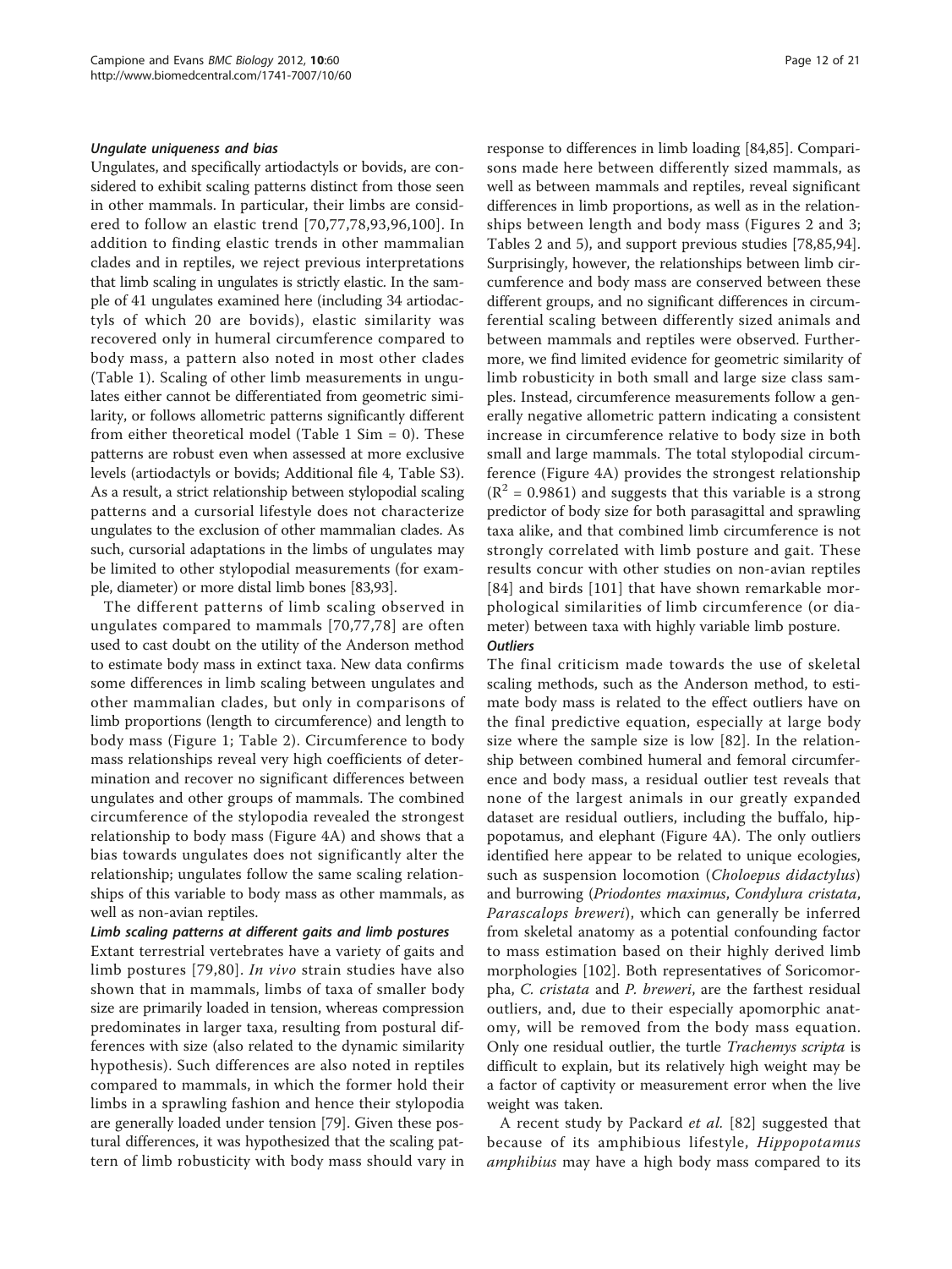#### *Ungulate uniqueness and bias*

Ungulates, and specifically artiodactyls or bovids, are considered to exhibit scaling patterns distinct from those seen in other mammals. In particular, their limbs are considered to follow an elastic trend [70,77,78,93,96,100]. In addition to finding elastic trends in other mammalian clades and in reptiles, we reject previous interpretations that limb scaling in ungulates is strictly elastic. In the sample of 41 ungulates examined here (including 34 artiodactyls of which 20 are bovids), elastic similarity was recovered only in humeral circumference compared to body mass, a pattern also noted in most other clades (Table 1). Scaling of other limb measurements in ungulates either cannot be differentiated from geometric similarity, or follows allometric patterns significantly different from either theoretical model (Table 1 Sim = 0). These patterns are robust even when assessed at more exclusive levels (artiodactyls or bovids; Additional file 4, Table S3). As a result, a strict relationship between stylopodial scaling patterns and a cursorial lifestyle does not characterize ungulates to the exclusion of other mammalian clades. As such, cursorial adaptations in the limbs of ungulates may be limited to other stylopodial measurements (for example, diameter) or more distal limb bones [83,93].

The different patterns of limb scaling observed in ungulates compared to mammals [70,77,78] are often used to cast doubt on the utility of the Anderson method to estimate body mass in extinct taxa. New data confirms some differences in limb scaling between ungulates and other mammalian clades, but only in comparisons of limb proportions (length to circumference) and length to body mass (Figure 1; Table 2). Circumference to body mass relationships reveal very high coefficients of determination and recover no significant differences between ungulates and other groups of mammals. The combined circumference of the stylopodia revealed the strongest relationship to body mass (Figure 4A) and shows that a bias towards ungulates does not significantly alter the relationship; ungulates follow the same scaling relationships of this variable to body mass as other mammals, as well as non-avian reptiles.

#### *Limb scaling patterns at different gaits and limb postures*

Extant terrestrial vertebrates have a variety of gaits and limb postures [79,80]. *In vivo* strain studies have also shown that in mammals, limbs of taxa of smaller body size are primarily loaded in tension, whereas compression predominates in larger taxa, resulting from postural differences with size (also related to the dynamic similarity hypothesis). Such differences are also noted in reptiles compared to mammals, in which the former hold their limbs in a sprawling fashion and hence their stylopodia are generally loaded under tension [79]. Given these postural differences, it was hypothesized that the scaling pattern of limb robusticity with body mass should vary in response to differences in limb loading [84,85]. Comparisons made here between differently sized mammals, as well as between mammals and reptiles, reveal significant differences in limb proportions, as well as in the relationships between length and body mass (Figures 2 and 3; Tables 2 and 5), and support previous studies [78,85,94]. Surprisingly, however, the relationships between limb circumference and body mass are conserved between these different groups, and no significant differences in circumferential scaling between differently sized animals and between mammals and reptiles were observed. Furthermore, we find limited evidence for geometric similarity of limb robusticity in both small and large size class samples. Instead, circumference measurements follow a generally negative allometric pattern indicating a consistent increase in circumference relative to body size in both small and large mammals. The total stylopodial circumference (Figure 4A) provides the strongest relationship ($R^2 = 0.9861$) and suggests that this variable is a strong predictor of body size for both parasagittal and sprawling taxa alike, and that combined limb circumference is not strongly correlated with limb posture and gait. These results concur with other studies on non-avian reptiles [84] and birds [101] that have shown remarkable morphological similarities of limb circumference (or diameter) between taxa with highly variable limb posture.

#### *Outliers*

The final criticism made towards the use of skeletal scaling methods, such as the Anderson method, to estimate body mass is related to the effect outliers have on the final predictive equation, especially at large body size where the sample size is low [82]. In the relationship between combined humeral and femoral circumference and body mass, a residual outlier test reveals that none of the largest animals in our greatly expanded dataset are residual outliers, including the buffalo, hippopotamus, and elephant (Figure 4A). The only outliers identified here appear to be related to unique ecologies, such as suspension locomotion (*Choloepus didactylus*) and burrowing (*Priodontes maximus*, *Condylura cristata*, *Parascalops breweri*), which can generally be inferred from skeletal anatomy as a potential confounding factor to mass estimation based on their highly derived limb morphologies [102]. Both representatives of Soricomorpha, *C. cristata* and *P. breweri*, are the farthest residual outliers, and, due to their especially apomorphic anatomy, will be removed from the body mass equation. Only one residual outlier, the turtle *Trachemys scripta* is difficult to explain, but its relatively high weight may be a factor of captivity or measurement error when the live weight was taken.

A recent study by Packard *et al.* [82] suggested that because of its amphibious lifestyle, *Hippopotamus amphibius* may have a high body mass compared to its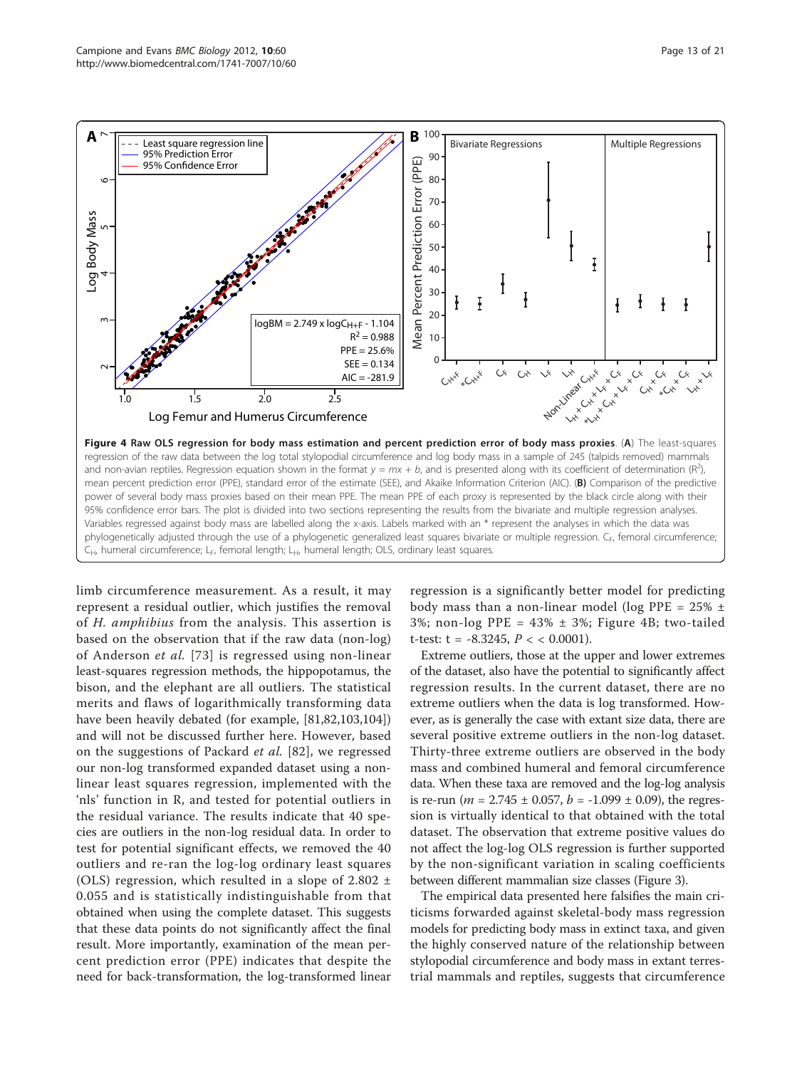**Figure 4 Raw OLS regression for body mass estimation and percent prediction error of body mass proxies**. (**A**) The least-squares regression of the raw data between the log total stylopodial circumference and log body mass in a sample of 245 (talpids removed) mammals and non-avian reptiles. Regression equation shown in the format $y = mx + b$, and is presented along with its coefficient of determination ($R^2$), mean percent prediction error (PPE), standard error of the estimate (SEE), and Akaike Information Criterion (AIC). (**B**) Comparison of the predictive power of several body mass proxies based on their mean PPE. The mean PPE of each proxy is represented by the black circle along with their 95% confidence error bars. The plot is divided into two sections representing the results from the bivariate and multiple regression analyses. Variables regressed against body mass are labelled along the x-axis. Labels marked with an * represent the analyses in which the data was phylogenetically adjusted through the use of a phylogenetic generalized least squares bivariate or multiple regression. $C_F$, femoral circumference; $C_H$, humeral circumference; $L_F$, femoral length; $L_H$, humeral length; OLS, ordinary least squares.

limb circumference measurement. As a result, it may represent a residual outlier, which justifies the removal of *H. amphibius* from the analysis. This assertion is based on the observation that if the raw data (non-log) of Anderson *et al.* [73] is regressed using non-linear least-squares regression methods, the hippopotamus, the bison, and the elephant are all outliers. The statistical merits and flaws of logarithmically transforming data have been heavily debated (for example, [81,82,103,104]) and will not be discussed further here. However, based on the suggestions of Packard *et al.* [82], we regressed our non-log transformed expanded dataset using a non-linear least squares regression, implemented with the 'nls' function in R, and tested for potential outliers in the residual variance. The results indicate that 40 species are outliers in the non-log residual data. In order to test for potential significant effects, we removed the 40 outliers and re-ran the log-log ordinary least squares (OLS) regression, which resulted in a slope of 2.802 ± 0.055 and is statistically indistinguishable from that obtained when using the complete dataset. This suggests that these data points do not significantly affect the final result. More importantly, examination of the mean percent prediction error (PPE) indicates that despite the need for back-transformation, the log-transformed linear regression is a significantly better model for predicting body mass than a non-linear model (log PPE = 25% ± 3%; non-log PPE = 43% ± 3%; Figure 4B; two-tailed t-test: $t = -8.3245$, $P << 0.0001$).

Extreme outliers, those at the upper and lower extremes of the dataset, also have the potential to significantly affect regression results. In the current dataset, there are no extreme outliers when the data is log transformed. However, as is generally the case with extant size data, there are several positive extreme outliers in the non-log dataset. Thirty-three extreme outliers are observed in the body mass and combined humeral and femoral circumference data. When these taxa are removed and the log-log analysis is re-run ($m = 2.745 \pm 0.057$, $b = -1.099 \pm 0.09$), the regression is virtually identical to that obtained with the total dataset. The observation that extreme positive values do not affect the log-log OLS regression is further supported by the non-significant variation in scaling coefficients between different mammalian size classes (Figure 3).

The empirical data presented here falsifies the main criticisms forwarded against skeletal-body mass regression models for predicting body mass in extinct taxa, and given the highly conserved nature of the relationship between stylopodial circumference and body mass in extant terrestrial mammals and reptiles, suggests that circumference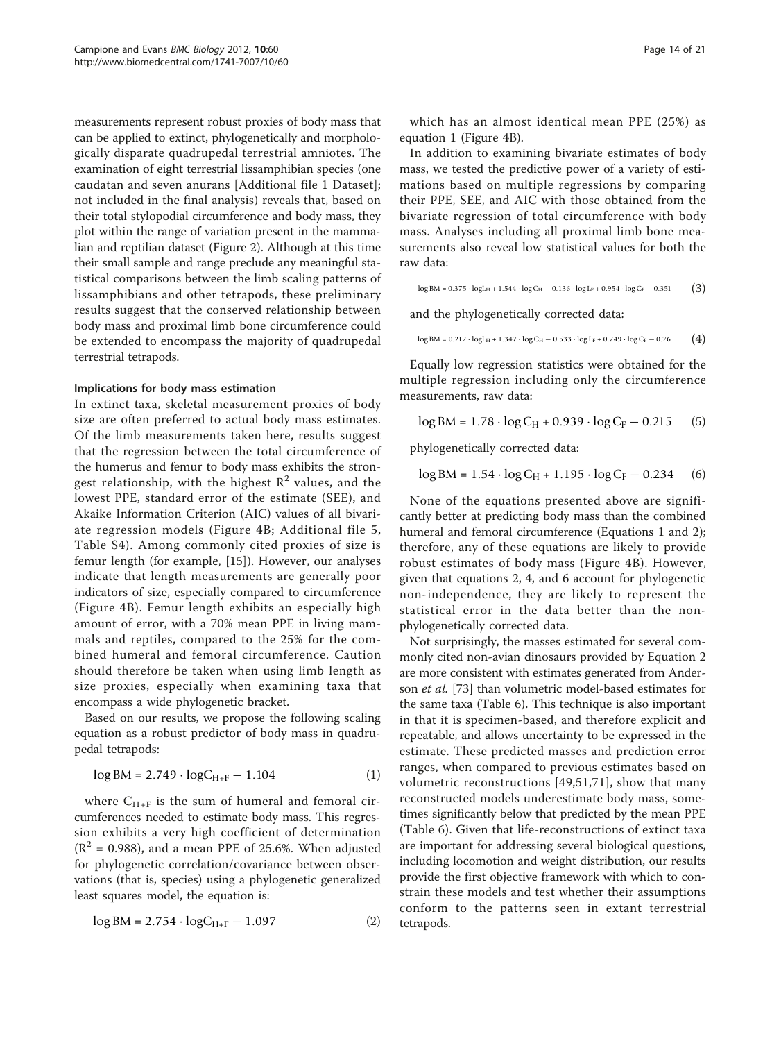measurements represent robust proxies of body mass that can be applied to extinct, phylogenetically and morphologically disparate quadrupedal terrestrial amniotes. The examination of eight terrestrial lissamphibian species (one caudatan and seven anurans [Additional file 1 Dataset]; not included in the final analysis) reveals that, based on their total stylopodial circumference and body mass, they plot within the range of variation present in the mammalian and reptilian dataset (Figure 2). Although at this time their small sample and range preclude any meaningful statistical comparisons between the limb scaling patterns of lissamphibians and other tetrapods, these preliminary results suggest that the conserved relationship between body mass and proximal limb bone circumference could be extended to encompass the majority of quadrupedal terrestrial tetrapods.

#### Implications for body mass estimation

In extinct taxa, skeletal measurement proxies of body size are often preferred to actual body mass estimates. Of the limb measurements taken here, results suggest that the regression between the total circumference of the humerus and femur to body mass exhibits the strongest relationship, with the highest $R^2$ values, and the lowest PPE, standard error of the estimate (SEE), and Akaike Information Criterion (AIC) values of all bivariate regression models (Figure 4B; Additional file 5, Table S4). Among commonly cited proxies of size is femur length (for example, [15]). However, our analyses indicate that length measurements are generally poor indicators of size, especially compared to circumference (Figure 4B). Femur length exhibits an especially high amount of error, with a 70% mean PPE in living mammals and reptiles, compared to the 25% for the combined humeral and femoral circumference. Caution should therefore be taken when using limb length as size proxies, especially when examining taxa that encompass a wide phylogenetic bracket.

Based on our results, we propose the following scaling equation as a robust predictor of body mass in quadrupedal tetrapods:

$$\log \mathrm{BM} = 2.749 \cdot \log C_{H+F} - 1.104 \tag{1}$$

where $C_{H+F}$ is the sum of humeral and femoral circumferences needed to estimate body mass. This regression exhibits a very high coefficient of determination ($R^2 = 0.988$), and a mean PPE of 25.6%. When adjusted for phylogenetic correlation/covariance between observations (that is, species) using a phylogenetic generalized least squares model, the equation is:

$$\log \mathrm{BM} = 2.754 \cdot \log C_{H+F} - 1.097 \tag{2}$$

which has an almost identical mean PPE (25%) as equation 1 (Figure 4B).

In addition to examining bivariate estimates of body mass, we tested the predictive power of a variety of estimations based on multiple regressions by comparing their PPE, SEE, and AIC with those obtained from the bivariate regression of total circumference with body mass. Analyses including all proximal limb bone measurements also reveal low statistical values for both the raw data:

$$\log \mathrm{BM} = 0.375 \cdot \log L_H + 1.544 \cdot \log C_H - 0.136 \cdot \log L_F + 0.954 \cdot \log C_F - 0.351 \tag{3}$$

and the phylogenetically corrected data:

$$\log \mathrm{BM} = 0.212 \cdot \log L_H + 1.347 \cdot \log C_H - 0.533 \cdot \log L_F + 0.749 \cdot \log C_F - 0.76 \tag{4}$$

Equally low regression statistics were obtained for the multiple regression including only the circumference measurements, raw data:

$$\log \mathrm{BM} = 1.78 \cdot \log C_H + 0.939 \cdot \log C_F - 0.215 \tag{5}$$

phylogenetically corrected data:

$$\log \mathrm{BM} = 1.54 \cdot \log C_H + 1.195 \cdot \log C_F - 0.234 \tag{6}$$

None of the equations presented above are significantly better at predicting body mass than the combined humeral and femoral circumference (Equations 1 and 2); therefore, any of these equations are likely to provide robust estimates of body mass (Figure 4B). However, given that equations 2, 4, and 6 account for phylogenetic non-independence, they are likely to represent the statistical error in the data better than the non-phylogenetically corrected data.

Not surprisingly, the masses estimated for several commonly cited non-avian dinosaurs provided by Equation 2 are more consistent with estimates generated from Anderson *et al.* [73] than volumetric model-based estimates for the same taxa (Table 6). This technique is also important in that it is specimen-based, and therefore explicit and repeatable, and allows uncertainty to be expressed in the estimate. These predicted masses and prediction error ranges, when compared to previous estimates based on volumetric reconstructions [49,51,71], show that many reconstructed models underestimate body mass, sometimes significantly below that predicted by the mean PPE (Table 6). Given that life-reconstructions of extinct taxa are important for addressing several biological questions, including locomotion and weight distribution, our results provide the first objective framework with which to constrain these models and test whether their assumptions conform to the patterns seen in extant terrestrial tetrapods.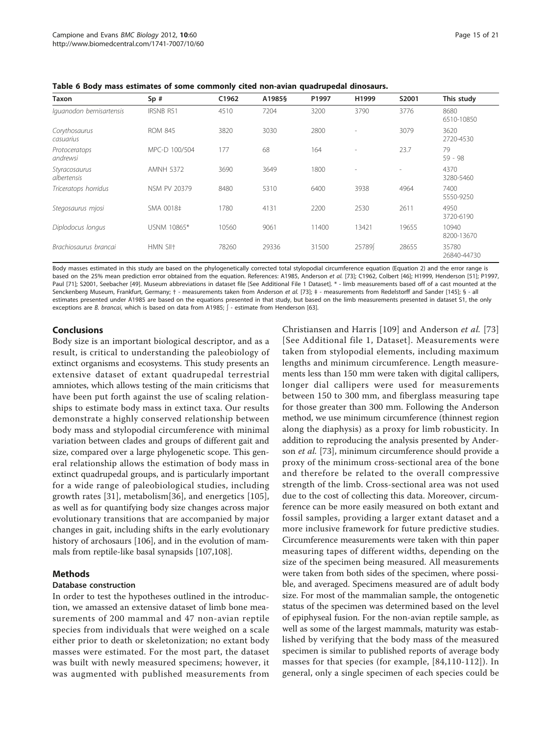**Table 6 Body mass estimates of some commonly cited non-avian quadrupedal dinosaurs.**

| Taxon | Sp # | C1962 | A1985§ | P1997 | H1999 | S2001 | This study |
|---|---|---|---|---|---|---|---|
| *Iguanodon bernisartensis* | IRSNB R51 | 4510 | 7204 | 3200 | 3790 | 3776 | 8680<br>6510-10850 |
| *Corythosaurus casuarius* | ROM 845 | 3820 | 3030 | 2800 | - | 3079 | 3620<br>2720-4530 |
| *Protoceratops andrewsi* | MPC-D 100/504 | 177 | 68 | 164 | - | 23.7 | 79<br>59 - 98 |
| *Styracosaurus albertensis* | AMNH 5372 | 3690 | 3649 | 1800 | - | - | 4370<br>3280-5460 |
| *Triceratops horridus* | NSM PV 20379 | 8480 | 5310 | 6400 | 3938 | 4964 | 7400<br>5550-9250 |
| *Stegosaurus mjosi* | SMA 0018‡ | 1780 | 4131 | 2200 | 2530 | 2611 | 4950<br>3720-6190 |
| *Diplodocus longus* | USNM 10865* | 10560 | 9061 | 11400 | 13421 | 19655 | 10940<br>8200-13670 |
| *Brachiosaurus brancai* | HMN SII† | 78260 | 29336 | 31500 | 25789∫ | 28655 | 35780<br>26840-44730 |

Body masses estimated in this study are based on the phylogenetically corrected total stylopodial circumference equation (Equation 2) and the error range is based on the 25% mean prediction error obtained from the equation. References: A1985, Anderson *et al.* [73]; C1962, Colbert [46]; H1999, Henderson [51]; P1997, Paul [71]; S2001, Seebacher [49]. Museum abbreviations in dataset file [See Additional File 1 Dataset]. * - limb measurements based off of a cast mounted at the Senckenberg Museum, Frankfurt, Germany; † - measurements taken from Anderson *et al.* [73]; ‡ - measurements from Redelstorff and Sander [145]; § - all estimates presented under A1985 are based on the equations presented in that study, but based on the limb measurements presented in dataset S1, the only exceptions are *B. brancai*, which is based on data from A1985; ∫ - estimate from Henderson [63].

## Conclusions

Body size is an important biological descriptor, and as a result, is critical to understanding the paleobiology of extinct organisms and ecosystems. This study presents an extensive dataset of extant quadrupedal terrestrial amniotes, which allows testing of the main criticisms that have been put forth against the use of scaling relationships to estimate body mass in extinct taxa. Our results demonstrate a highly conserved relationship between body mass and stylopodial circumference with minimal variation between clades and groups of different gait and size, compared over a large phylogenetic scope. This general relationship allows the estimation of body mass in extinct quadrupedal groups, and is particularly important for a wide range of paleobiological studies, including growth rates [31], metabolism[36], and energetics [105], as well as for quantifying body size changes across major evolutionary transitions that are accompanied by major changes in gait, including shifts in the early evolutionary history of archosaurs [106], and in the evolution of mammals from reptile-like basal synapsids [107,108].

## Methods

### Database construction

In order to test the hypotheses outlined in the introduction, we amassed an extensive dataset of limb bone measurements of 200 mammal and 47 non-avian reptile species from individuals that were weighed on a scale either prior to death or skeletonization; no extant body masses were estimated. For the most part, the dataset was built with newly measured specimens; however, it was augmented with published measurements from Christiansen and Harris [109] and Anderson *et al.* [73] [See Additional file 1, Dataset]. Measurements were taken from stylopodial elements, including maximum lengths and minimum circumference. Length measurements less than 150 mm were taken with digital callipers, longer dial callipers were used for measurements between 150 to 300 mm, and fiberglass measuring tape for those greater than 300 mm. Following the Anderson method, we use minimum circumference (thinnest region along the diaphysis) as a proxy for limb robusticity. In addition to reproducing the analysis presented by Anderson *et al.* [73], minimum circumference should provide a proxy of the minimum cross-sectional area of the bone and therefore be related to the overall compressive strength of the limb. Cross-sectional area was not used due to the cost of collecting this data. Moreover, circumference can be more easily measured on both extant and fossil samples, providing a larger extant dataset and a more inclusive framework for future predictive studies. Circumference measurements were taken with thin paper measuring tapes of different widths, depending on the size of the specimen being measured. All measurements were taken from both sides of the specimen, where possible, and averaged. Specimens measured are of adult body size. For most of the mammalian sample, the ontogenetic status of the specimen was determined based on the level of epiphyseal fusion. For the non-avian reptile sample, as well as some of the largest mammals, maturity was established by verifying that the body mass of the measured specimen is similar to published reports of average body masses for that species (for example, [84,110-112]). In general, only a single specimen of each species could be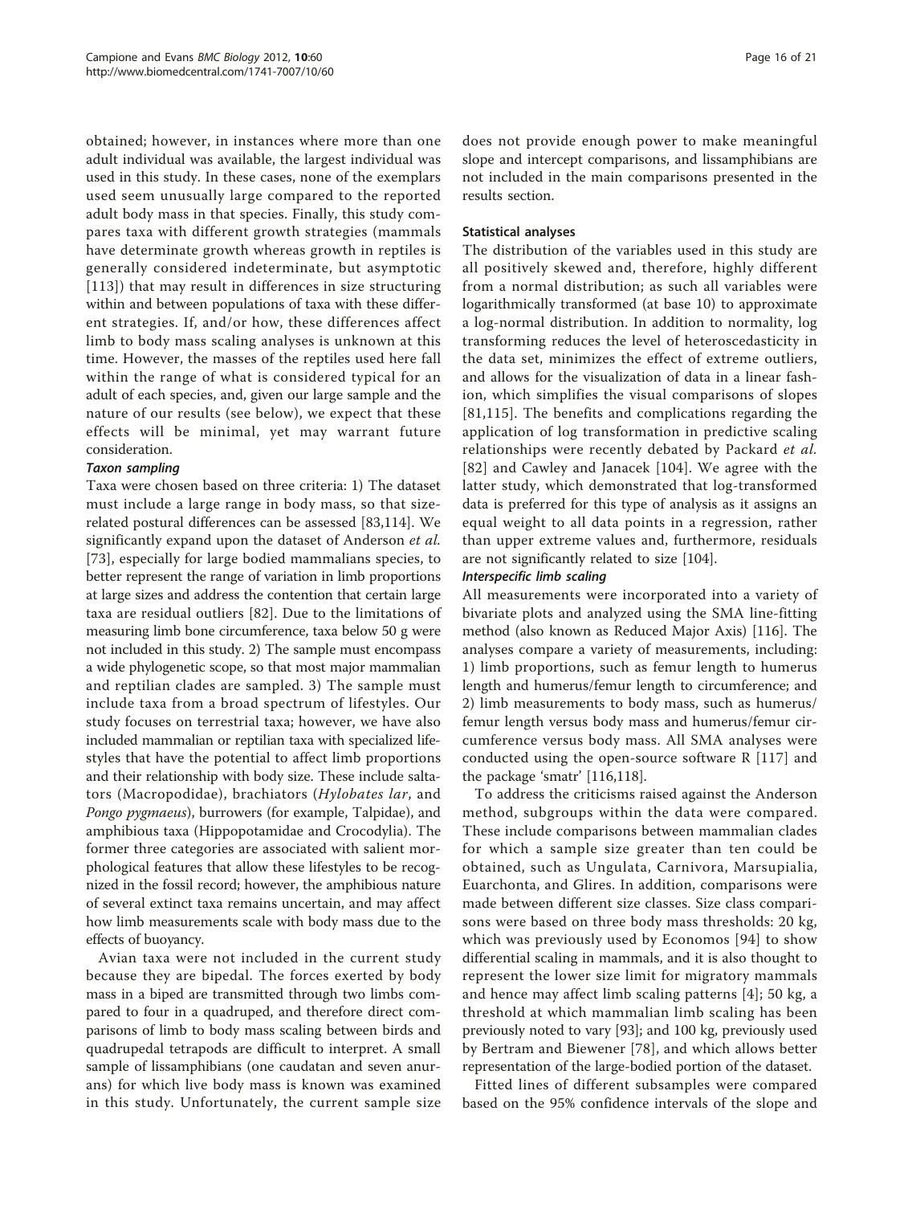obtained; however, in instances where more than one adult individual was available, the largest individual was used in this study. In these cases, none of the exemplars used seem unusually large compared to the reported adult body mass in that species. Finally, this study compares taxa with different growth strategies (mammals have determinate growth whereas growth in reptiles is generally considered indeterminate, but asymptotic [113]) that may result in differences in size structuring within and between populations of taxa with these different strategies. If, and/or how, these differences affect limb to body mass scaling analyses is unknown at this time. However, the masses of the reptiles used here fall within the range of what is considered typical for an adult of each species, and, given our large sample and the nature of our results (see below), we expect that these effects will be minimal, yet may warrant future consideration.

#### *Taxon sampling*

Taxa were chosen based on three criteria: 1) The dataset must include a large range in body mass, so that size-related postural differences can be assessed [83,114]. We significantly expand upon the dataset of Anderson *et al.* [73], especially for large bodied mammalians species, to better represent the range of variation in limb proportions at large sizes and address the contention that certain large taxa are residual outliers [82]. Due to the limitations of measuring limb bone circumference, taxa below 50 g were not included in this study. 2) The sample must encompass a wide phylogenetic scope, so that most major mammalian and reptilian clades are sampled. 3) The sample must include taxa from a broad spectrum of lifestyles. Our study focuses on terrestrial taxa; however, we have also included mammalian or reptilian taxa with specialized lifestyles that have the potential to affect limb proportions and their relationship with body size. These include saltators (Macropodidae), brachiators (*Hylobates lar*, and *Pongo pygmaeus*), burrowers (for example, Talpidae), and amphibious taxa (Hippopotamidae and Crocodylia). The former three categories are associated with salient morphological features that allow these lifestyles to be recognized in the fossil record; however, the amphibious nature of several extinct taxa remains uncertain, and may affect how limb measurements scale with body mass due to the effects of buoyancy.

Avian taxa were not included in the current study because they are bipedal. The forces exerted by body mass in a biped are transmitted through two limbs compared to four in a quadruped, and therefore direct comparisons of limb to body mass scaling between birds and quadrupedal tetrapods are difficult to interpret. A small sample of lissamphibians (one caudatan and seven anurans) for which live body mass is known was examined in this study. Unfortunately, the current sample size does not provide enough power to make meaningful slope and intercept comparisons, and lissamphibians are not included in the main comparisons presented in the results section.

### Statistical analyses

The distribution of the variables used in this study are all positively skewed and, therefore, highly different from a normal distribution; as such all variables were logarithmically transformed (at base 10) to approximate a log-normal distribution. In addition to normality, log transforming reduces the level of heteroscedasticity in the data set, minimizes the effect of extreme outliers, and allows for the visualization of data in a linear fashion, which simplifies the visual comparisons of slopes [81,115]. The benefits and complications regarding the application of log transformation in predictive scaling relationships were recently debated by Packard *et al.* [82] and Cawley and Janacek [104]. We agree with the latter study, which demonstrated that log-transformed data is preferred for this type of analysis as it assigns an equal weight to all data points in a regression, rather than upper extreme values and, furthermore, residuals are not significantly related to size [104].

#### *Interspecific limb scaling*

All measurements were incorporated into a variety of bivariate plots and analyzed using the SMA line-fitting method (also known as Reduced Major Axis) [116]. The analyses compare a variety of measurements, including: 1) limb proportions, such as femur length to humerus length and humerus/femur length to circumference; and 2) limb measurements to body mass, such as humerus/femur length versus body mass and humerus/femur circumference versus body mass. All SMA analyses were conducted using the open-source software R [117] and the package 'smatr' [116,118].

To address the criticisms raised against the Anderson method, subgroups within the data were compared. These include comparisons between mammalian clades for which a sample size greater than ten could be obtained, such as Ungulata, Carnivora, Marsupialia, Euarchonta, and Glires. In addition, comparisons were made between different size classes. Size class comparisons were based on three body mass thresholds: 20 kg, which was previously used by Economos [94] to show differential scaling in mammals, and it is also thought to represent the lower size limit for migratory mammals and hence may affect limb scaling patterns [4]; 50 kg, a threshold at which mammalian limb scaling has been previously noted to vary [93]; and 100 kg, previously used by Bertram and Biewener [78], and which allows better representation of the large-bodied portion of the dataset.

Fitted lines of different subsamples were compared based on the 95% confidence intervals of the slope and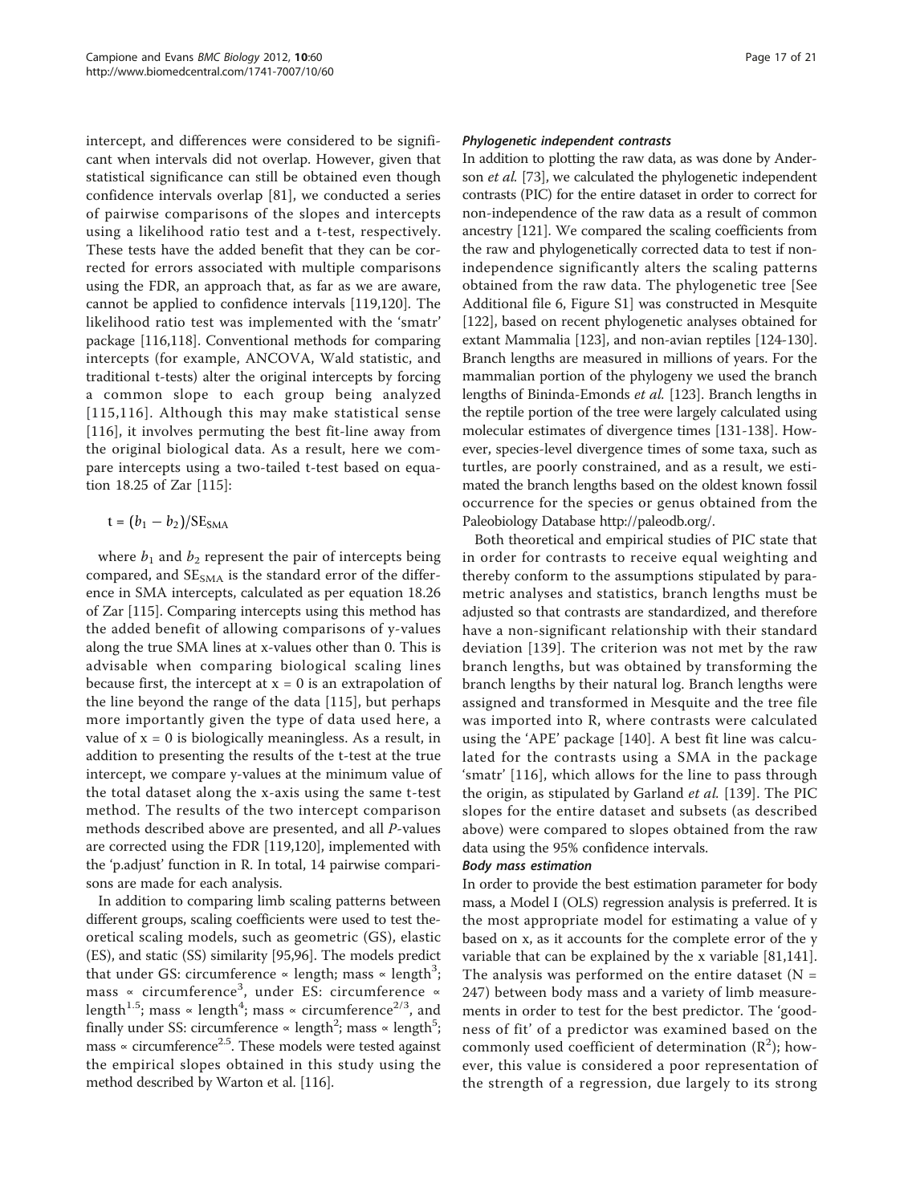intercept, and differences were considered to be significant when intervals did not overlap. However, given that statistical significance can still be obtained even though confidence intervals overlap [81], we conducted a series of pairwise comparisons of the slopes and intercepts using a likelihood ratio test and a t-test, respectively. These tests have the added benefit that they can be corrected for errors associated with multiple comparisons using the FDR, an approach that, as far as we are aware, cannot be applied to confidence intervals [119,120]. The likelihood ratio test was implemented with the 'smatr' package [116,118]. Conventional methods for comparing intercepts (for example, ANCOVA, Wald statistic, and traditional t-tests) alter the original intercepts by forcing a common slope to each group being analyzed [115,116]. Although this may make statistical sense [116], it involves permuting the best fit-line away from the original biological data. As a result, here we compare intercepts using a two-tailed t-test based on equation 18.25 of Zar [115]:

$$t = (b_1 - b_2)/SE_{SMA}$$

where $b_1$ and $b_2$ represent the pair of intercepts being compared, and $SE_{SMA}$ is the standard error of the difference in SMA intercepts, calculated as per equation 18.26 of Zar [115]. Comparing intercepts using this method has the added benefit of allowing comparisons of y-values along the true SMA lines at x-values other than 0. This is advisable when comparing biological scaling lines because first, the intercept at x = 0 is an extrapolation of the line beyond the range of the data [115], but perhaps more importantly given the type of data used here, a value of x = 0 is biologically meaningless. As a result, in addition to presenting the results of the t-test at the true intercept, we compare y-values at the minimum value of the total dataset along the x-axis using the same t-test method. The results of the two intercept comparison methods described above are presented, and all *P*-values are corrected using the FDR [119,120], implemented with the 'p.adjust' function in R. In total, 14 pairwise comparisons are made for each analysis.

In addition to comparing limb scaling patterns between different groups, scaling coefficients were used to test theoretical scaling models, such as geometric (GS), elastic (ES), and static (SS) similarity [95,96]. The models predict that under GS: circumference ∝ length; mass ∝ length$^3$; mass ∝ circumference$^3$, under ES: circumference ∝ length$^{1.5}$; mass ∝ length$^4$; mass ∝ circumference$^{2/3}$, and finally under SS: circumference ∝ length$^2$; mass ∝ length$^5$; mass ∝ circumference$^{2.5}$. These models were tested against the empirical slopes obtained in this study using the method described by Warton et al. [116].

#### *Phylogenetic independent contrasts*

In addition to plotting the raw data, as was done by Anderson *et al.* [73], we calculated the phylogenetic independent contrasts (PIC) for the entire dataset in order to correct for non-independence of the raw data as a result of common ancestry [121]. We compared the scaling coefficients from the raw and phylogenetically corrected data to test if non-independence significantly alters the scaling patterns obtained from the raw data. The phylogenetic tree [See Additional file 6, Figure S1] was constructed in Mesquite [122], based on recent phylogenetic analyses obtained for extant Mammalia [123], and non-avian reptiles [124-130]. Branch lengths are measured in millions of years. For the mammalian portion of the phylogeny we used the branch lengths of Bininda-Emonds *et al.* [123]. Branch lengths in the reptile portion of the tree were largely calculated using molecular estimates of divergence times [131-138]. However, species-level divergence times of some taxa, such as turtles, are poorly constrained, and as a result, we estimated the branch lengths based on the oldest known fossil occurrence for the species or genus obtained from the Paleobiology Database http://paleodb.org/.

Both theoretical and empirical studies of PIC state that in order for contrasts to receive equal weighting and thereby conform to the assumptions stipulated by parametric analyses and statistics, branch lengths must be adjusted so that contrasts are standardized, and therefore have a non-significant relationship with their standard deviation [139]. The criterion was not met by the raw branch lengths, but was obtained by transforming the branch lengths by their natural log. Branch lengths were assigned and transformed in Mesquite and the tree file was imported into R, where contrasts were calculated using the 'APE' package [140]. A best fit line was calculated for the contrasts using a SMA in the package 'smatr' [116], which allows for the line to pass through the origin, as stipulated by Garland *et al.* [139]. The PIC slopes for the entire dataset and subsets (as described above) were compared to slopes obtained from the raw data using the 95% confidence intervals.

#### *Body mass estimation*

In order to provide the best estimation parameter for body mass, a Model I (OLS) regression analysis is preferred. It is the most appropriate model for estimating a value of y based on x, as it accounts for the complete error of the y variable that can be explained by the x variable [81,141]. The analysis was performed on the entire dataset (N = 247) between body mass and a variety of limb measurements in order to test for the best predictor. The 'goodness of fit' of a predictor was examined based on the commonly used coefficient of determination ($R^2$); however, this value is considered a poor representation of the strength of a regression, due largely to its strong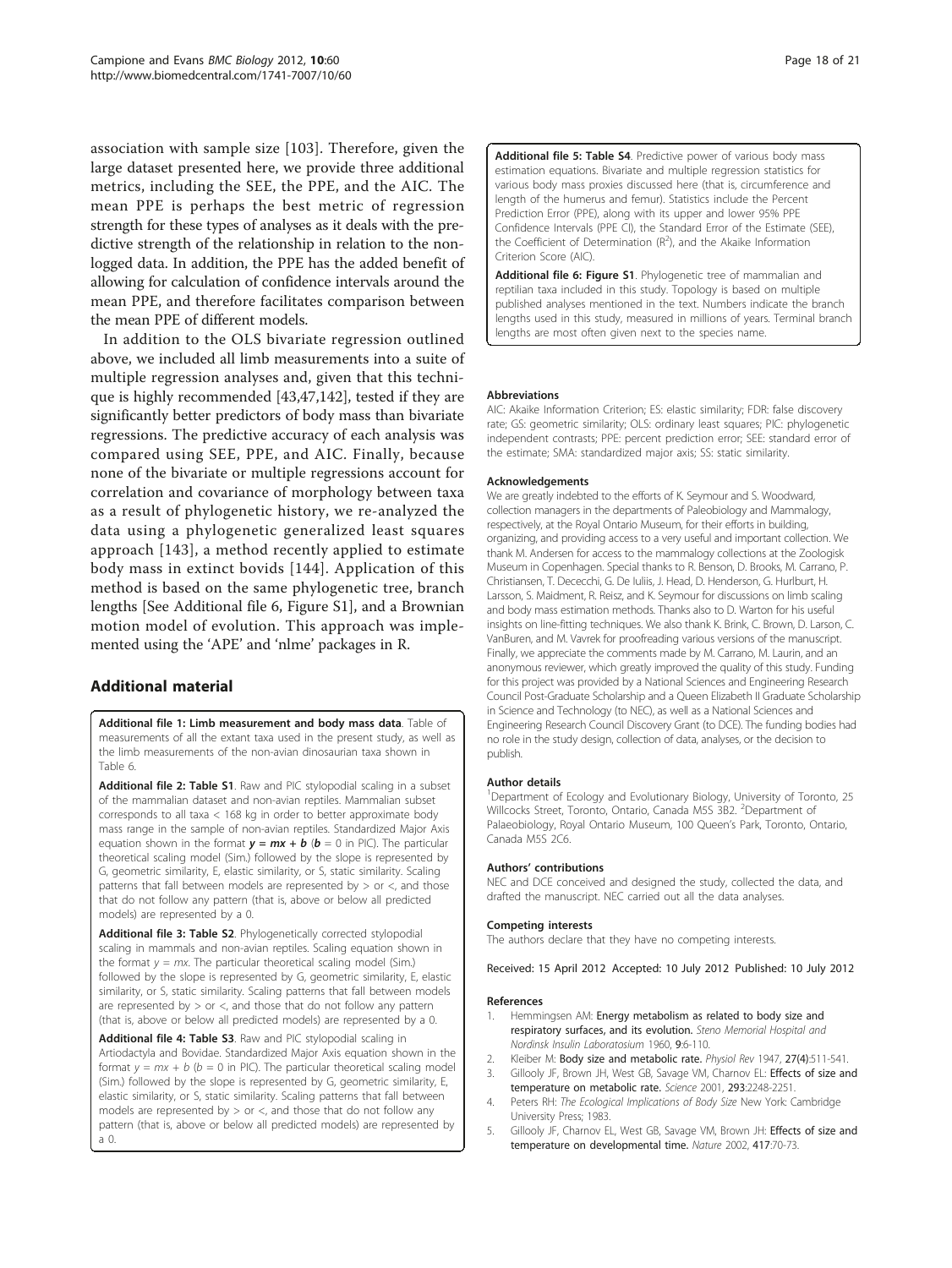association with sample size [103]. Therefore, given the large dataset presented here, we provide three additional metrics, including the SEE, the PPE, and the AIC. The mean PPE is perhaps the best metric of regression strength for these types of analyses as it deals with the predictive strength of the relationship in relation to the non-logged data. In addition, the PPE has the added benefit of allowing for calculation of confidence intervals around the mean PPE, and therefore facilitates comparison between the mean PPE of different models.

In addition to the OLS bivariate regression outlined above, we included all limb measurements into a suite of multiple regression analyses and, given that this technique is highly recommended [43,47,142], tested if they are significantly better predictors of body mass than bivariate regressions. The predictive accuracy of each analysis was compared using SEE, PPE, and AIC. Finally, because none of the bivariate or multiple regressions account for correlation and covariance of morphology between taxa as a result of phylogenetic history, we re-analyzed the data using a phylogenetic generalized least squares approach [143], a method recently applied to estimate body mass in extinct bovids [144]. Application of this method is based on the same phylogenetic tree, branch lengths [See Additional file 6, Figure S1], and a Brownian motion model of evolution. This approach was implemented using the 'APE' and 'nlme' packages in R.

## Additional material

**Additional file 1: Limb measurement and body mass data**. Table of measurements of all the extant taxa used in the present study, as well as the limb measurements of the non-avian dinosaurian taxa shown in Table 6.

**Additional file 2: Table S1**. Raw and PIC stylopodial scaling in a subset of the mammalian dataset and non-avian reptiles. Mammalian subset corresponds to all taxa < 168 kg in order to better approximate body mass range in the sample of non-avian reptiles. Standardized Major Axis equation shown in the format $\boldsymbol{y = mx + b}$ ($\boldsymbol{b}$ = 0 in PIC). The particular theoretical scaling model (Sim.) followed by the slope is represented by G, geometric similarity, E, elastic similarity, or S, static similarity. Scaling patterns that fall between models are represented by > or <, and those that do not follow any pattern (that is, above or below all predicted models) are represented by a 0.

**Additional file 3: Table S2**. Phylogenetically corrected stylopodial scaling in mammals and non-avian reptiles. Scaling equation shown in the format $y = mx$. The particular theoretical scaling model (Sim.) followed by the slope is represented by G, geometric similarity, E, elastic similarity, or S, static similarity. Scaling patterns that fall between models are represented by > or <, and those that do not follow any pattern (that is, above or below all predicted models) are represented by a 0.

**Additional file 4: Table S3**. Raw and PIC stylopodial scaling in Artiodactyla and Bovidae. Standardized Major Axis equation shown in the format $y = mx + b$ ($b$ = 0 in PIC). The particular theoretical scaling model (Sim.) followed by the slope is represented by G, geometric similarity, E, elastic similarity, or S, static similarity. Scaling patterns that fall between models are represented by > or <, and those that do not follow any pattern (that is, above or below all predicted models) are represented by a 0.

**Additional file 5: Table S4**. Predictive power of various body mass estimation equations. Bivariate and multiple regression statistics for various body mass proxies discussed here (that is, circumference and length of the humerus and femur). Statistics include the Percent Prediction Error (PPE), along with its upper and lower 95% PPE Confidence Intervals (PPE CI), the Standard Error of the Estimate (SEE), the Coefficient of Determination ($R^2$), and the Akaike Information Criterion Score (AIC).

**Additional file 6: Figure S1**. Phylogenetic tree of mammalian and reptilian taxa included in this study. Topology is based on multiple published analyses mentioned in the text. Numbers indicate the branch lengths used in this study, measured in millions of years. Terminal branch lengths are most often given next to the species name.

#### Abbreviations

AIC: Akaike Information Criterion; ES: elastic similarity; FDR: false discovery rate; GS: geometric similarity; OLS: ordinary least squares; PIC: phylogenetic independent contrasts; PPE: percent prediction error; SEE: standard error of the estimate; SMA: standardized major axis; SS: static similarity.

#### Acknowledgements

We are greatly indebted to the efforts of K. Seymour and S. Woodward, collection managers in the departments of Paleobiology and Mammalogy, respectively, at the Royal Ontario Museum, for their efforts in building, organizing, and providing access to a very useful and important collection. We thank M. Andersen for access to the mammalogy collections at the Zoologisk Museum in Copenhagen. Special thanks to R. Benson, D. Brooks, M. Carrano, P. Christiansen, T. Dececchi, G. De Iuliis, J. Head, D. Henderson, G. Hurlburt, H. Larsson, S. Maidment, R. Reisz, and K. Seymour for discussions on limb scaling and body mass estimation methods. Thanks also to D. Warton for his useful insights on line-fitting techniques. We also thank K. Brink, C. Brown, D. Larson, C. VanBuren, and M. Vavrek for proofreading various versions of the manuscript. Finally, we appreciate the comments made by M. Carrano, M. Laurin, and an anonymous reviewer, which greatly improved the quality of this study. Funding for this project was provided by a National Sciences and Engineering Research Council Post-Graduate Scholarship and a Queen Elizabeth II Graduate Scholarship in Science and Technology (to NEC), as well as a National Sciences and Engineering Research Council Discovery Grant (to DCE). The funding bodies had no role in the study design, collection of data, analyses, or the decision to publish.

#### Author details

[1]Department of Ecology and Evolutionary Biology, University of Toronto, 25 Willcocks Street, Toronto, Ontario, Canada M5S 3B2. [2]Department of Palaeobiology, Royal Ontario Museum, 100 Queen's Park, Toronto, Ontario, Canada M5S 2C6.

#### Authors' contributions

NEC and DCE conceived and designed the study, collected the data, and drafted the manuscript. NEC carried out all the data analyses.

#### Competing interests

The authors declare that they have no competing interests.

Received: 15 April 2012 Accepted: 10 July 2012 Published: 10 July 2012

#### References

1. Hemmingsen AM: **Energy metabolism as related to body size and respiratory surfaces, and its evolution.** *Steno Memorial Hospital and Nordinsk Insulin Laboratosium* 1960, **9**:6-110.
2. Kleiber M: **Body size and metabolic rate.** *Physiol Rev* 1947, **27(4)**:511-541.
3. Gillooly JF, Brown JH, West GB, Savage VM, Charnov EL: **Effects of size and temperature on metabolic rate.** *Science* 2001, **293**:2248-2251.
4. Peters RH: *The Ecological Implications of Body Size* New York: Cambridge University Press; 1983.
5. Gillooly JF, Charnov EL, West GB, Savage VM, Brown JH: **Effects of size and temperature on developmental time.** *Nature* 2002, **417**:70-73.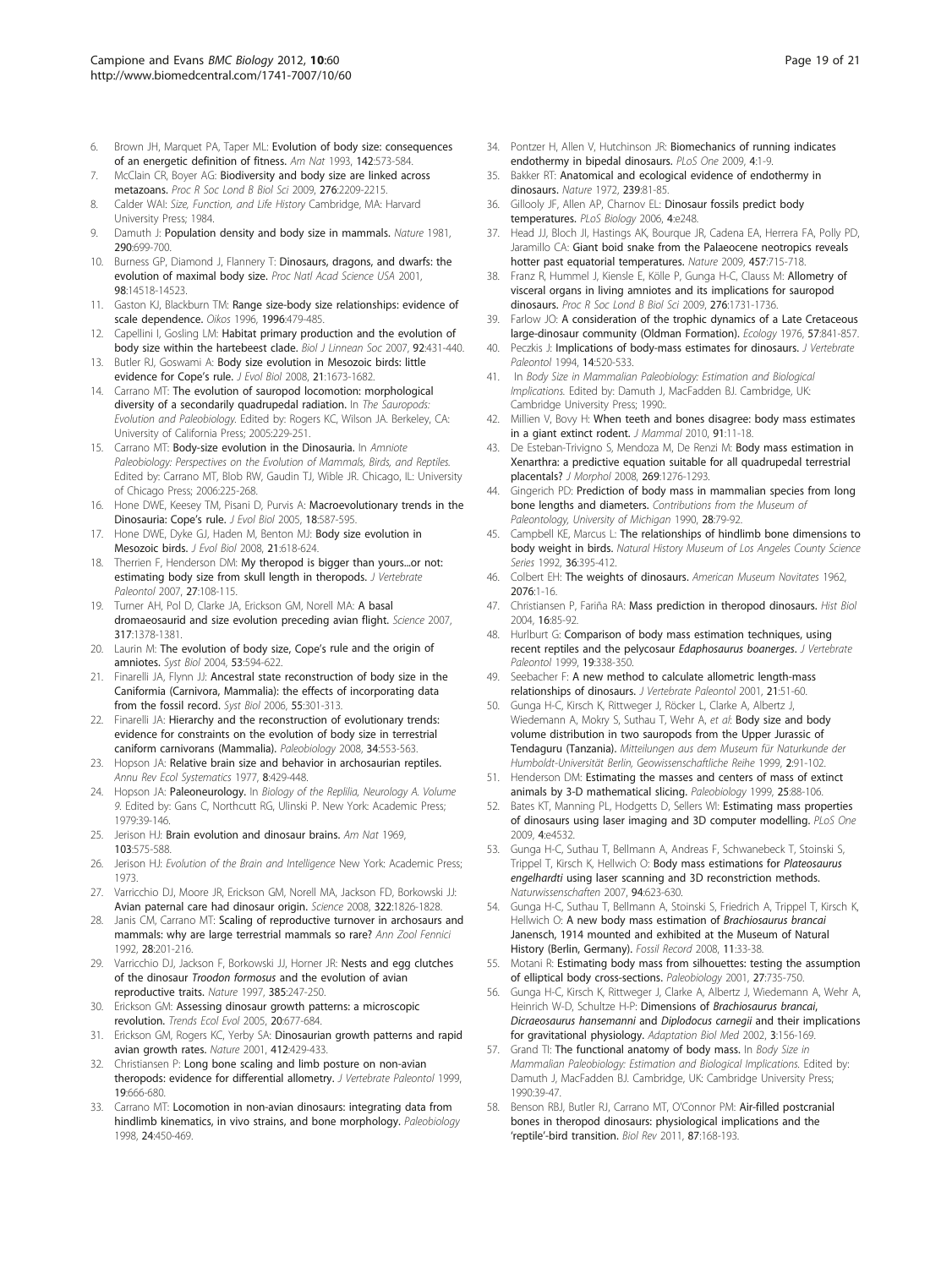6. Brown JH, Marquet PA, Taper ML: **Evolution of body size: consequences of an energetic definition of fitness.** *Am Nat* 1993, **142**:573-584.
7. McClain CR, Boyer AG: **Biodiversity and body size are linked across metazoans.** *Proc R Soc Lond B Biol Sci* 2009, **276**:2209-2215.
8. Calder WAI: *Size, Function, and Life History* Cambridge, MA: Harvard University Press; 1984.
9. Damuth J: **Population density and body size in mammals.** *Nature* 1981, **290**:699-700.
10. Burness GP, Diamond J, Flannery T: **Dinosaurs, dragons, and dwarfs: the evolution of maximal body size.** *Proc Natl Acad Science USA* 2001, **98**:14518-14523.
11. Gaston KJ, Blackburn TM: **Range size-body size relationships: evidence of scale dependence.** *Oikos* 1996, **1996**:479-485.
12. Capellini I, Gosling LM: **Habitat primary production and the evolution of body size within the hartebeest clade.** *Biol J Linnean Soc* 2007, **92**:431-440.
13. Butler RJ, Goswami A: **Body size evolution in Mesozoic birds: little evidence for Cope's rule.** *J Evol Biol* 2008, **21**:1673-1682.
14. Carrano MT: **The evolution of sauropod locomotion: morphological diversity of a secondarily quadrupedal radiation.** In *The Sauropods: Evolution and Paleobiology.* Edited by: Rogers KC, Wilson JA. Berkeley, CA: University of California Press; 2005:229-251.
15. Carrano MT: **Body-size evolution in the Dinosauria.** In *Amniote Paleobiology: Perspectives on the Evolution of Mammals, Birds, and Reptiles.* Edited by: Carrano MT, Blob RW, Gaudin TJ, Wible JR. Chicago, IL: University of Chicago Press; 2006:225-268.
16. Hone DWE, Keesey TM, Pisani D, Purvis A: **Macroevolutionary trends in the Dinosauria: Cope's rule.** *J Evol Biol* 2005, **18**:587-595.
17. Hone DWE, Dyke GJ, Haden M, Benton MJ: **Body size evolution in Mesozoic birds.** *J Evol Biol* 2008, **21**:618-624.
18. Therrien F, Henderson DM: **My theropod is bigger than yours...or not: estimating body size from skull length in theropods.** *J Vertebrate Paleontol* 2007, **27**:108-115.
19. Turner AH, Pol D, Clarke JA, Erickson GM, Norell MA: **A basal dromaeosaurid and size evolution preceding avian flight.** *Science* 2007, **317**:1378-1381.
20. Laurin M: **The evolution of body size, Cope's rule and the origin of amniotes.** *Syst Biol* 2004, **53**:594-622.
21. Finarelli JA, Flynn JJ: **Ancestral state reconstruction of body size in the Caniformia (Carnivora, Mammalia): the effects of incorporating data from the fossil record.** *Syst Biol* 2006, **55**:301-313.
22. Finarelli JA: **Hierarchy and the reconstruction of evolutionary trends: evidence for constraints on the evolution of body size in terrestrial caniform carnivorans (Mammalia).** *Paleobiology* 2008, **34**:553-563.
23. Hopson JA: **Relative brain size and behavior in archosaurian reptiles.** *Annu Rev Ecol Systematics* 1977, **8**:429-448.
24. Hopson JA: **Paleoneurology.** In *Biology of the Reptilia, Neurology A. Volume 9.* Edited by: Gans C, Northcutt RG, Ulinski P. New York: Academic Press; 1979:39-146.
25. Jerison HJ: **Brain evolution and dinosaur brains.** *Am Nat* 1969, **103**:575-588.
26. Jerison HJ: *Evolution of the Brain and Intelligence* New York: Academic Press; 1973.
27. Varricchio DJ, Moore JR, Erickson GM, Norell MA, Jackson FD, Borkowski JJ: **Avian paternal care had dinosaur origin.** *Science* 2008, **322**:1826-1828.
28. Janis CM, Carrano MT: **Scaling of reproductive turnover in archosaurs and mammals: why are large terrestrial mammals so rare?** *Ann Zool Fennici* 1992, **28**:201-216.
29. Varricchio DJ, Jackson F, Borkowski JJ, Horner JR: **Nests and egg clutches of the dinosaur *Troodon formosus* and the evolution of avian reproductive traits.** *Nature* 1997, **385**:247-250.
30. Erickson GM: **Assessing dinosaur growth patterns: a microscopic revolution.** *Trends Ecol Evol* 2005, **20**:677-684.
31. Erickson GM, Rogers KC, Yerby SA: **Dinosaurian growth patterns and rapid avian growth rates.** *Nature* 2001, **412**:429-433.
32. Christiansen P: **Long bone scaling and limb posture on non-avian theropods: evidence for differential allometry.** *J Vertebrate Paleontol* 1999, **19**:666-680.
33. Carrano MT: **Locomotion in non-avian dinosaurs: integrating data from hindlimb kinematics, in vivo strains, and bone morphology.** *Paleobiology* 1998, **24**:450-469.
34. Pontzer H, Allen V, Hutchinson JR: **Biomechanics of running indicates endothermy in bipedal dinosaurs.** *PLoS One* 2009, **4**:1-9.
35. Bakker RT: **Anatomical and ecological evidence of endothermy in dinosaurs.** *Nature* 1972, **239**:81-85.
36. Gillooly JF, Allen AP, Charnov EL: **Dinosaur fossils predict body temperatures.** *PLoS Biology* 2006, **4**:e248.
37. Head JJ, Bloch JI, Hastings AK, Bourque JR, Cadena EA, Herrera FA, Polly PD, Jaramillo CA: **Giant boid snake from the Palaeocene neotropics reveals hotter past equatorial temperatures.** *Nature* 2009, **457**:715-718.
38. Franz R, Hummel J, Kiensle E, Kölle P, Gunga H-C, Clauss M: **Allometry of visceral organs in living amniotes and its implications for sauropod dinosaurs.** *Proc R Soc Lond B Biol Sci* 2009, **276**:1731-1736.
39. Farlow JO: **A consideration of the trophic dynamics of a Late Cretaceous large-dinosaur community (Oldman Formation).** *Ecology* 1976, **57**:841-857.
40. Peczkis J: **Implications of body-mass estimates for dinosaurs.** *J Vertebrate Paleontol* 1994, **14**:520-533.
41. In *Body Size in Mammalian Paleobiology: Estimation and Biological Implications.* Edited by: Damuth J, MacFadden BJ. Cambridge, UK: Cambridge University Press; 1990:.
42. Millien V, Bovy H: **When teeth and bones disagree: body mass estimates in a giant extinct rodent.** *J Mammal* 2010, **91**:11-18.
43. De Esteban-Trivigno S, Mendoza M, De Renzi M: **Body mass estimation in Xenarthra: a predictive equation suitable for all quadrupedal terrestrial placentals?** *J Morphol* 2008, **269**:1276-1293.
44. Gingerich PD: **Prediction of body mass in mammalian species from long bone lengths and diameters.** *Contributions from the Museum of Paleontology, University of Michigan* 1990, **28**:79-92.
45. Campbell KE, Marcus L: **The relationships of hindlimb bone dimensions to body weight in birds.** *Natural History Museum of Los Angeles County Science Series* 1992, **36**:395-412.
46. Colbert EH: **The weights of dinosaurs.** *American Museum Novitates* 1962, **2076**:1-16.
47. Christiansen P, Fariña RA: **Mass prediction in theropod dinosaurs.** *Hist Biol* 2004, **16**:85-92.
48. Hurlburt G: **Comparison of body mass estimation techniques, using recent reptiles and the pelycosaur *Edaphosaurus boanerges*.** *J Vertebrate Paleontol* 1999, **19**:338-350.
49. Seebacher F: **A new method to calculate allometric length-mass relationships of dinosaurs.** *J Vertebrate Paleontol* 2001, **21**:51-60.
50. Gunga H-C, Kirsch K, Rittweger J, Röcker L, Clarke A, Albertz J, Wiedemann A, Mokry S, Suthau T, Wehr A, *et al*: **Body size and body volume distribution in two sauropods from the Upper Jurassic of Tendaguru (Tanzania).** *Mitteilungen aus dem Museum für Naturkunde der Humboldt-Universität Berlin, Geowissenschaftliche Reihe* 1999, **2**:91-102.
51. Henderson DM: **Estimating the masses and centers of mass of extinct animals by 3-D mathematical slicing.** *Paleobiology* 1999, **25**:88-106.
52. Bates KT, Manning PL, Hodgetts D, Sellers WI: **Estimating mass properties of dinosaurs using laser imaging and 3D computer modelling.** *PLoS One* 2009, **4**:e4532.
53. Gunga H-C, Suthau T, Bellmann A, Andreas F, Schwanebeck T, Stoinski S, Trippel T, Kirsch K, Hellwich O: **Body mass estimations for *Plateosaurus engelhardti* using laser scanning and 3D reconstruction methods.** *Naturwissenschaften* 2007, **94**:623-630.
54. Gunga H-C, Suthau T, Bellmann A, Stoinski S, Friedrich A, Trippel T, Kirsch K, Hellwich O: **A new body mass estimation of *Brachiosaurus brancai* Janensch, 1914 mounted and exhibited at the Museum of Natural History (Berlin, Germany).** *Fossil Record* 2008, **11**:33-38.
55. Motani R: **Estimating body mass from silhouettes: testing the assumption of elliptical body cross-sections.** *Paleobiology* 2001, **27**:735-750.
56. Gunga H-C, Kirsch K, Rittweger J, Clarke A, Albertz J, Wiedemann A, Wehr A, Heinrich W-D, Schultze H-P: **Dimensions of *Brachiosaurus brancai*, *Dicraeosaurus hansemanni* and *Diplodocus carnegii* and their implications for gravitational physiology.** *Adaptation Biol Med* 2002, **3**:156-169.
57. Grand TI: **The functional anatomy of body mass.** In *Body Size in Mammalian Paleobiology: Estimation and Biological Implications.* Edited by: Damuth J, MacFadden BJ. Cambridge, UK: Cambridge University Press; 1990:39-47.
58. Benson RBJ, Butler RJ, Carrano MT, O'Connor PM: **Air-filled postcranial bones in theropod dinosaurs: physiological implications and the 'reptile'-bird transition.** *Biol Rev* 2011, **87**:168-193.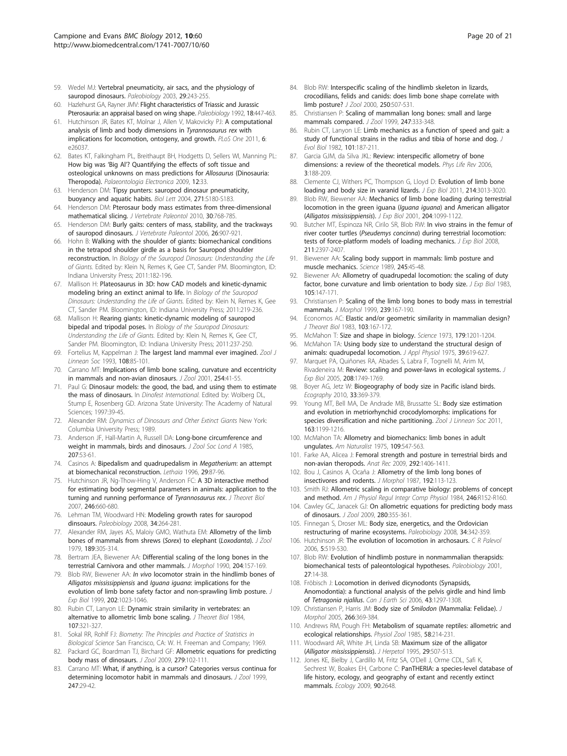59. Wedel MJ: Vertebral pneumaticity, air sacs, and the physiology of sauropod dinosaurs. *Paleobiology* 2003, **29**:243-255.
60. Hazlehurst GA, Rayner JMV: Flight characteristics of Triassic and Jurassic Pterosauria: an appraisal based on wing shape. *Paleobiology* 1992, **18**:447-463.
61. Hutchinson JR, Bates KT, Molnar J, Allen V, Makovicky PJ: A computational analysis of limb and body dimensions in *Tyrannosaurus rex* with implications for locomotion, ontogeny, and growth. *PLoS One* 2011, **6**: e26037.
62. Bates KT, Falkingham PL, Breithaupt BH, Hodgetts D, Sellers WI, Manning PL: How big was 'Big Al'? Quantifying the effects of soft tissue and osteological unknowns on mass predictions for *Allosaurus* (Dinosauria: Theropoda). *Palaeontologia Electronica* 2009, **12**:33.
63. Henderson DM: Tipsy punters: sauropod dinosaur pneumaticity, buoyancy and aquatic habits. *Biol Lett* 2004, **271**:S180-S183.
64. Henderson DM: Pterosaur body mass estimates from three-dimensional mathematical slicing. *J Vertebrate Paleontol* 2010, **30**:768-785.
65. Henderson DM: Burly gaits: centers of mass, stability, and the trackways of sauropod dinosaurs. *J Vertebrate Paleontol* 2006, **26**:907-921.
66. Hohn B: Walking with the shoulder of giants: biomechanical conditions in the tetrapod shoulder girdle as a basis for Sauropod shoulder reconstruction. In *Biology of the Sauropod Dinosaurs: Understanding the Life of Giants.* Edited by: Klein N, Remes K, Gee CT, Sander PM. Bloomington, ID: Indiana University Press; 2011:182-196.
67. Mallison H: Plateosaurus in 3D: how CAD models and kinetic-dynamic modeling bring an extinct animal to life. In *Biology of the Sauropod Dinosaurs: Understanding the Life of Giants.* Edited by: Klein N, Remes K, Gee CT, Sander PM. Bloomington, ID: Indiana University Press; 2011:219-236.
68. Mallison H: Rearing giants: kinetic-dynamic modeling of sauropod bipedal and tripodal poses. In *Biology of the Sauropod Dinosaurs: Understanding the Life of Giants.* Edited by: Klein N, Remes K, Gee CT, Sander PM. Bloomington, ID: Indiana University Press; 2011:237-250.
69. Fortelius M, Kappelman J: The largest land mammal ever imagined. *Zool J Linnean Soc* 1993, **108**:85-101.
70. Carrano MT: Implications of limb bone scaling, curvature and eccentricity in mammals and non-avian dinosaurs. *J Zool* 2001, **254**:41-55.
71. Paul G: Dinosaur models: the good, the bad, and using them to estimate the mass of dinosaurs. In *Dinofest International.* Edited by: Wolberg DL, Stump E, Rosenberg GD. Arizona State University: The Academy of Natural Sciences; 1997:39-45.
72. Alexander RM: *Dynamics of Dinosaurs and Other Extinct Giants* New York: Columbia University Press; 1989.
73. Anderson JF, Hall-Martin A, Russell DA: Long-bone circumference and weight in mammals, birds and dinosaurs. *J Zool Soc Lond A* 1985, **207**:53-61.
74. Casinos A: Bipedalism and quadrupedalism in *Megatherium*: an attempt at biomechanical reconstruction. *Lethaia* 1996, **29**:87-96.
75. Hutchinson JR, Ng-Thow-Hing V, Anderson FC: A 3D interactive method for estimating body segmental parameters in animals: application to the turning and running performance of *Tyrannosaurus rex*. *J Theoret Biol* 2007, **246**:660-680.
76. Lehman TM, Woodward HN: Modeling growth rates for sauropod dinsoaurs. *Paleobiology* 2008, **34**:264-281.
77. Alexander RM, Jayes AS, Maloiy GMO, Wathuta EM: Allometry of the limb bones of mammals from shrews (*Sorex*) to elephant (*Loxodanta*). *J Zool* 1979, **189**:305-314.
78. Bertram JEA, Biewener AA: Differential scaling of the long bones in the terrestrial Carnivora and other mammals. *J Morphol* 1990, **204**:157-169.
79. Blob RW, Biewener AA: *In vivo* locomotor strain in the hindlimb bones of *Alligatos mississippiensis* and *Iguana iguana*: implications for the evolution of limb bone safety factor and non-sprawling limb posture. *J Exp Biol* 1999, **202**:1023-1046.
80. Rubin CT, Lanyon LE: Dynamic strain similarity in vertebrates: an alternative to allometric limb bone scaling. *J Theoret Biol* 1984, **107**:321-327.
81. Sokal RR, Rohlf FJ: *Biometry: The Principles and Practice of Statistics in Biological Science* San Francisco, CA: W. H. Freeman and Company; 1969.
82. Packard GC, Boardman TJ, Birchard GF: Allometric equations for predicting body mass of dinosaurs. *J Zool* 2009, **279**:102-111.
83. Carrano MT: What, if anything, is a cursor? Categories versus continua for determining locomotor habit in mammals and dinosaurs. *J Zool* 1999, **247**:29-42.
84. Blob RW: Interspecific scaling of the hindlimb skeleton in lizards, crocodilians, felids and canids: does limb bone shape correlate with limb posture? *J Zool* 2000, **250**:507-531.
85. Christiansen P: Scaling of mammalian long bones: small and large mammals compared. *J Zool* 1999, **247**:333-348.
86. Rubin CT, Lanyon LE: Limb mechanics as a function of speed and gait: a study of functional strains in the radius and tibia of horse and dog. *J Evol Biol* 1982, **101**:187-211.
87. Garcia GJM, da Silva JKL: Review: interspecific allometry of bone dimensions: a review of the theoretical models. *Phys Life Rev* 2006, **3**:188-209.
88. Clemente CJ, Withers PC, Thompson G, Lloyd D: Evolution of limb bone loading and body size in varanid lizards. *J Exp Biol* 2011, **214**:3013-3020.
89. Blob RW, Biewener AA: Mechanics of limb bone loading during terrestrial locomotion in the green iguana (*Iguana iguana*) and American alligator (*Alligatos mississippiensis*). *J Exp Biol* 2001, **204**:1099-1122.
90. Butcher MT, Espinoza NR, Cirilo SR, Blob RW: In vivo strains in the femur of river cooter turtles (*Pseudemys concinna*) during terrestrial locomotion: tests of force-platform models of loading mechanics. *J Exp Biol* 2008, **211**:2397-2407.
91. Biewener AA: Scaling body support in mammals: limb posture and muscle mechanics. *Science* 1989, **245**:45-48.
92. Biewener AA: Allometry of quadrupedal locomotion: the scaling of duty factor, bone curvature and limb orientation to body size. *J Exp Biol* 1983, **105**:147-171.
93. Christiansen P: Scaling of the limb long bones to body mass in terrestrial mammals. *J Morphol* 1999, **239**:167-190.
94. Economos AC: Elastic and/or geometric similarity in mammalian design? *J Theoret Biol* 1983, **103**:167-172.
95. McMahon T: Size and shape in biology. *Science* 1973, **179**:1201-1204.
96. McMahon TA: Using body size to understand the structural design of animals: quadrupedal locomotion. *J Appl Physiol* 1975, **39**:619-627.
97. Marquet PA, Quiñones RA, Abades S, Labra F, Tognelli M, Arim M, Rivadeneira M: Review: scaling and power-laws in ecological systems. *J Exp Biol* 2005, **208**:1749-1769.
98. Boyer AG, Jetz W: Biogeography of body size in Pacific island birds. *Ecography* 2010, **33**:369-379.
99. Young MT, Bell MA, De Andrade MB, Brussatte SL: Body size estimation and evolution in metriorhynchid crocodylomorphs: implications for species diversification and niche partitioning. *Zool J Linnean Soc* 2011, **163**:1199-1216.
100. McMahon TA: Allometry and biomechanics: limb bones in adult ungulates. *Am Naturalist* 1975, **109**:547-563.
101. Farke AA, Alicea J: Femoral strength and posture in terrestrial birds and non-avian theropods. *Anat Rec* 2009, **292**:1406-1411.
102. Bou J, Casinos A, Ocaña J: Allometry of the limb long bones of insectivores and rodents. *J Morphol* 1987, **192**:113-123.
103. Smith RJ: Allometric scaling in comparative biology: problems of concept and method. *Am J Physiol Regul Integr Comp Physiol* 1984, **246**:R152-R160.
104. Cawley GC, Janacek GJ: On allometric equations for predicting body mass of dinosaurs. *J Zool* 2009, **280**:355-361.
105. Finnegan S, Droser ML: Body size, energetics, and the Ordovician restructuring of marine ecosystems. *Paleobiology* 2008, **34**:342-359.
106. Hutchinson JR: The evolution of locomotion in archosaurs. *C R Palevol* 2006, **5**:519-530.
107. Blob RW: Evolution of hindlimb posture in nonmammalian therapsids: biomechanical tests of paleontological hypotheses. *Paleobiology* 2001, **27**:14-38.
108. Fröbisch J: Locomotion in derived dicynodonts (Synapsids, Anomodontia): a functional analysis of the pelvis girdle and hind limb of *Tetragonia njalilus*. *Can J Earth Sci* 2006, **43**:1297-1308.
109. Christiansen P, Harris JM: Body size of *Smilodon* (Mammalia: Felidae). *J Morphol* 2005, **266**:369-384.
110. Andrews RM, Pough FH: Metabolism of squamate reptiles: allometric and ecological relationships. *Physiol Zool* 1985, **58**:214-231.
111. Woodward AR, White JH, Linda SB: Maximum size of the alligator (*Alligator mississippiensis*). *J Herpetol* 1995, **29**:507-513.
112. Jones KE, Bielby J, Cardillo M, Fritz SA, O'Dell J, Orme CDL, Safi K, Sechrest W, Boakes EH, Carbone C: PanTHERIA: a species-level database of life history, ecology, and geography of extant and recently extinct mammals. *Ecology* 2009, **90**:2648.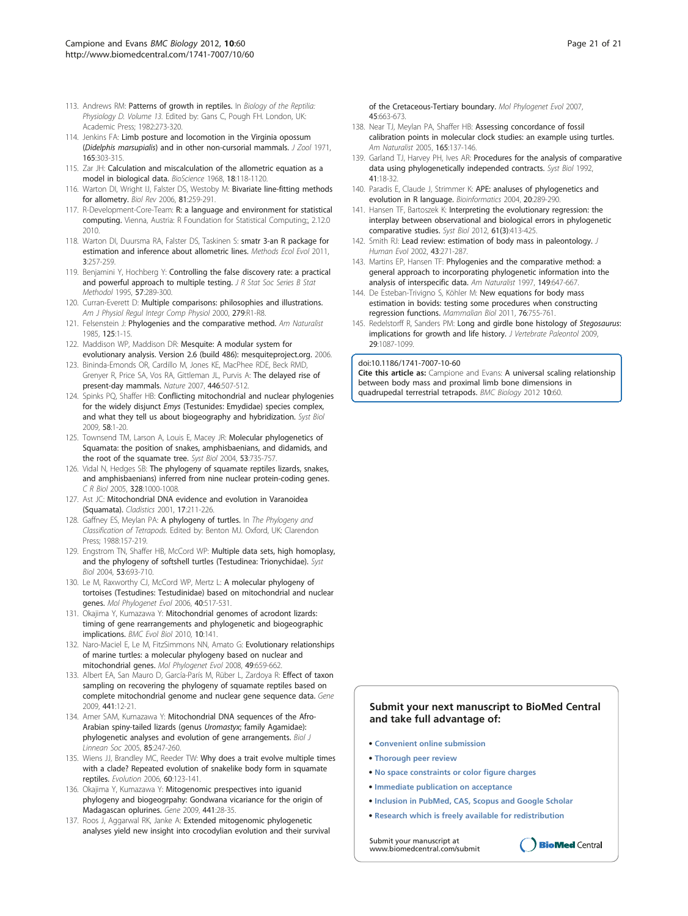113. Andrews RM: Patterns of growth in reptiles. In *Biology of the Reptilia: Physiology D. Volume 13.* Edited by: Gans C, Pough FH. London, UK: Academic Press; 1982:273-320.
114. Jenkins FA: Limb posture and locomotion in the Virginia opossum (*Didelphis marsupialis*) and in other non-cursorial mammals. *J Zool* 1971, **165**:303-315.
115. Zar JH: Calculation and miscalculation of the allometric equation as a model in biological data. *BioScience* 1968, **18**:118-1120.
116. Warton DI, Wright IJ, Falster DS, Westoby M: Bivariate line-fitting methods for allometry. *Biol Rev* 2006, **81**:259-291.
117. R-Development-Core-Team: R: a language and environment for statistical computing. Vienna, Austria: R Foundation for Statistical Computing;, 2.12.0 2010.
118. Warton DI, Duursma RA, Falster DS, Taskinen S: smatr 3-an R package for estimation and inference about allometric lines. *Methods Ecol Evol* 2011, **3**:257-259.
119. Benjamini Y, Hochberg Y: Controlling the false discovery rate: a practical and powerful approach to multiple testing. *J R Stat Soc Series B Stat Methodol* 1995, **57**:289-300.
120. Curran-Everett D: Multiple comparisons: philosophies and illustrations. *Am J Physiol Regul Integr Comp Physiol* 2000, **279**:R1-R8.
121. Felsenstein J: Phylogenies and the comparative method. *Am Naturalist* 1985, **125**:1-15.
122. Maddison WP, Maddison DR: Mesquite: A modular system for evolutionary analysis. Version 2.6 (build 486): mesquiteproject.org. 2006.
123. Bininda-Emonds OR, Cardillo M, Jones KE, MacPhee RDE, Beck RMD, Grenyer R, Price SA, Vos RA, Gittleman JL, Purvis A: The delayed rise of present-day mammals. *Nature* 2007, **446**:507-512.
124. Spinks PQ, Shaffer HB: Conflicting mitochondrial and nuclear phylogenies for the widely disjunct *Emys* (Testunides: Emydidae) species complex, and what they tell us about biogeography and hybridization. *Syst Biol* 2009, **58**:1-20.
125. Townsend TM, Larson A, Louis E, Macey JR: Molecular phylogenetics of Squamata: the position of snakes, amphisbaenians, and didamids, and the root of the squamate tree. *Syst Biol* 2004, **53**:735-757.
126. Vidal N, Hedges SB: The phylogeny of squamate reptiles lizards, snakes, and amphisbaenians) inferred from nine nuclear protein-coding genes. *C R Biol* 2005, **328**:1000-1008.
127. Ast JC: Mitochondrial DNA evidence and evolution in Varanoidea (Squamata). *Cladistics* 2001, **17**:211-226.
128. Gaffney ES, Meylan PA: A phylogeny of turtles. In *The Phylogeny and Classification of Tetrapods.* Edited by: Benton MJ. Oxford, UK: Clarendon Press; 1988:157-219.
129. Engstrom TN, Shaffer HB, McCord WP: Multiple data sets, high homoplasy, and the phylogeny of softshell turtles (Testudinea: Trionychidae). *Syst Biol* 2004, **53**:693-710.
130. Le M, Raxworthy CJ, McCord WP, Mertz L: A molecular phylogeny of tortoises (Testudines: Testudinidae) based on mitochondrial and nuclear genes. *Mol Phylogenet Evol* 2006, **40**:517-531.
131. Okajima Y, Kumazawa Y: Mitochondrial genomes of acrodont lizards: timing of gene rearrangements and phylogenetic and biogeographic implications. *BMC Evol Biol* 2010, **10**:141.
132. Naro-Maciel E, Le M, FitzSimmons NN, Amato G: Evolutionary relationships of marine turtles: a molecular phylogeny based on nuclear and mitochondrial genes. *Mol Phylogenet Evol* 2008, **49**:659-662.
133. Albert EA, San Mauro D, García-París M, Rüber L, Zardoya R: Effect of taxon sampling on recovering the phylogeny of squamate reptiles based on complete mitochondrial genome and nuclear gene sequence data. *Gene* 2009, **441**:12-21.
134. Amer SAM, Kumazawa Y: Mitochondrial DNA sequences of the Afro-Arabian spiny-tailed lizards (genus *Uromastyx*; family Agamidae): phylogenetic analyses and evolution of gene arrangements. *Biol J Linnean Soc* 2005, **85**:247-260.
135. Wiens JJ, Brandley MC, Reeder TW: Why does a trait evolve multiple times with a clade? Repeated evolution of snakelike body form in squamate reptiles. *Evolution* 2006, **60**:123-141.
136. Okajima Y, Kumazawa Y: Mitogenomic prespectives into iguanid phylogeny and biogeogrpahy: Gondwana vicariance for the origin of Madagascan oplurines. *Gene* 2009, **441**:28-35.
137. Roos J, Aggarwal RK, Janke A: Extended mitogenomic phylogenetic analyses yield new insight into crocodylian evolution and their survival of the Cretaceous-Tertiary boundary. *Mol Phylogenet Evol* 2007, **45**:663-673.
138. Near TJ, Meylan PA, Shaffer HB: Assessing concordance of fossil calibration points in molecular clock studies: an example using turtles. *Am Naturalist* 2005, **165**:137-146.
139. Garland TJ, Harvey PH, Ives AR: Procedures for the analysis of comparative data using phylogenetically independent contracts. *Syst Biol* 1992, **41**:18-32.
140. Paradis E, Claude J, Strimmer K: APE: analuses of phylogenetics and evolution in R language. *Bioinformatics* 2004, **20**:289-290.
141. Hansen TF, Bartoszek K: Interpreting the evolutionary regression: the interplay between observational and biological errors in phylogenetic comparative studies. *Syst Biol* 2012, **61(3)**:413-425.
142. Smith RJ: Lead review: estimation of body mass in paleontology. *J Human Evol* 2002, **43**:271-287.
143. Martins EP, Hansen TF: Phylogenies and the comparative method: a general approach to incorporating phylogenetic information into the analysis of interspecific data. *Am Naturalist* 1997, **149**:647-667.
144. De Esteban-Trivigno S, Köhler M: New equations for body mass estimation in bovids: testing some procedures when constructing regression functions. *Mammalian Biol* 2011, **76**:755-761.
145. Redelstorff R, Sanders PM: Long and girdle bone histology of *Stegosaurus*: implications for growth and life history. *J Vertebrate Paleontol* 2009, **29**:1087-1099.

doi:10.1186/1741-7007-10-60
**Cite this article as:** Campione and Evans: A universal scaling relationship between body mass and proximal limb bone dimensions in quadrupedal terrestrial tetrapods. *BMC Biology* 2012 **10**:60.

**Submit your next manuscript to BioMed Central and take full advantage of:**

- **Convenient online submission**
- **Thorough peer review**
- **No space constraints or color figure charges**
- **Immediate publication on acceptance**
- **Inclusion in PubMed, CAS, Scopus and Google Scholar**
- **Research which is freely available for redistribution**

Submit your manuscript at www.biomedcentral.com/submit

BioMed Central